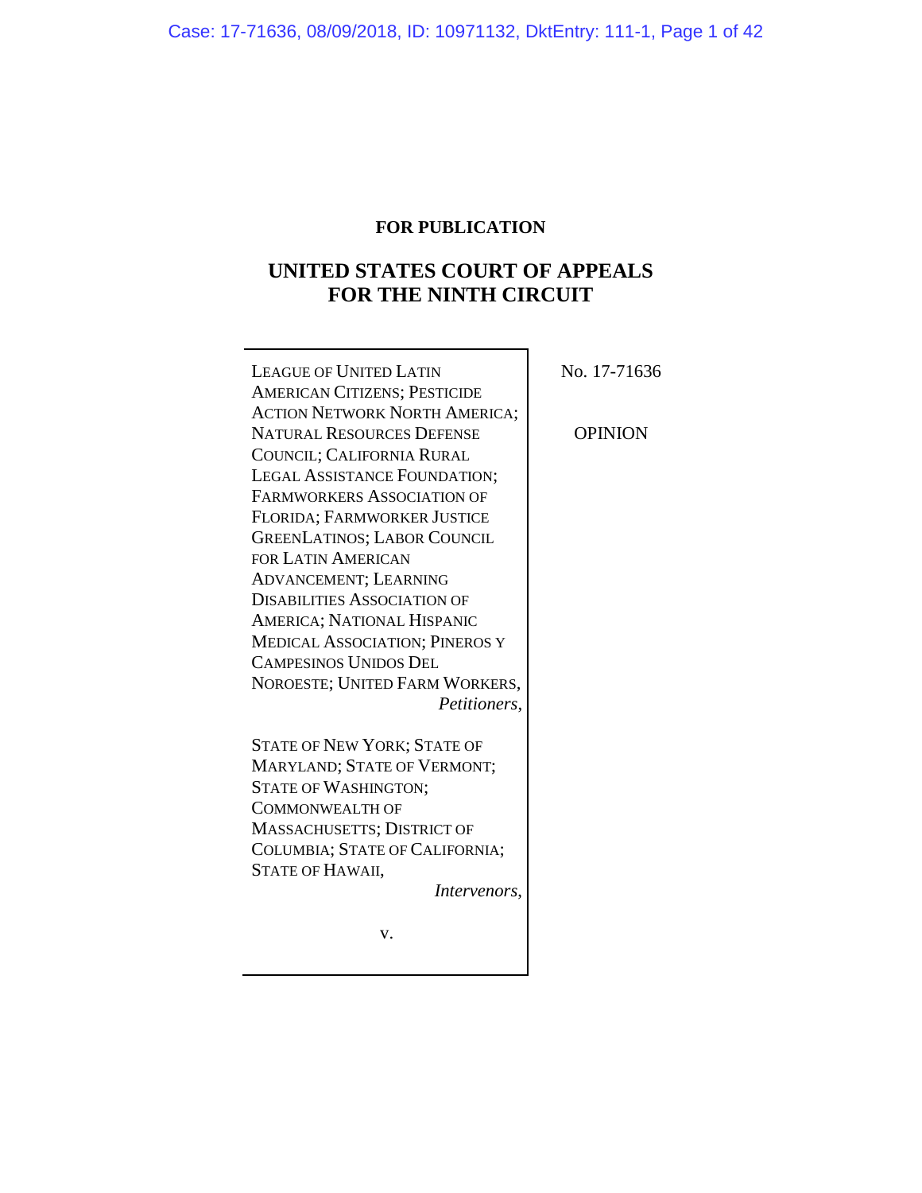**FOR PUBLICATION**

# UNITED STATES COURT OF APPEALS FOR THE NINTH CIRCUIT

LEAGUE OF UNITED LATIN AMERICAN CITIZENS; PESTICIDE ACTION NETWORK NORTH AMERICA; NATURAL RESOURCES DEFENSE COUNCIL; CALIFORNIA RURAL LEGAL ASSISTANCE FOUNDATION; FARMWORKERS ASSOCIATION OF FLORIDA; FARMWORKER JUSTICE GREENLATINOS; LABOR COUNCIL FOR LATIN AMERICAN ADVANCEMENT; LEARNING DISABILITIES ASSOCIATION OF AMERICA; NATIONAL HISPANIC MEDICAL ASSOCIATION; PINEROS Y CAMPESINOS UNIDOS DEL NOROESTE; UNITED FARM WORKERS,
*Petitioners*,

STATE OF NEW YORK; STATE OF MARYLAND; STATE OF VERMONT; STATE OF WASHINGTON; COMMONWEALTH OF MASSACHUSETTS; DISTRICT OF COLUMBIA; STATE OF CALIFORNIA; STATE OF HAWAII,
*Intervenors*,

v.

No. 17-71636

OPINION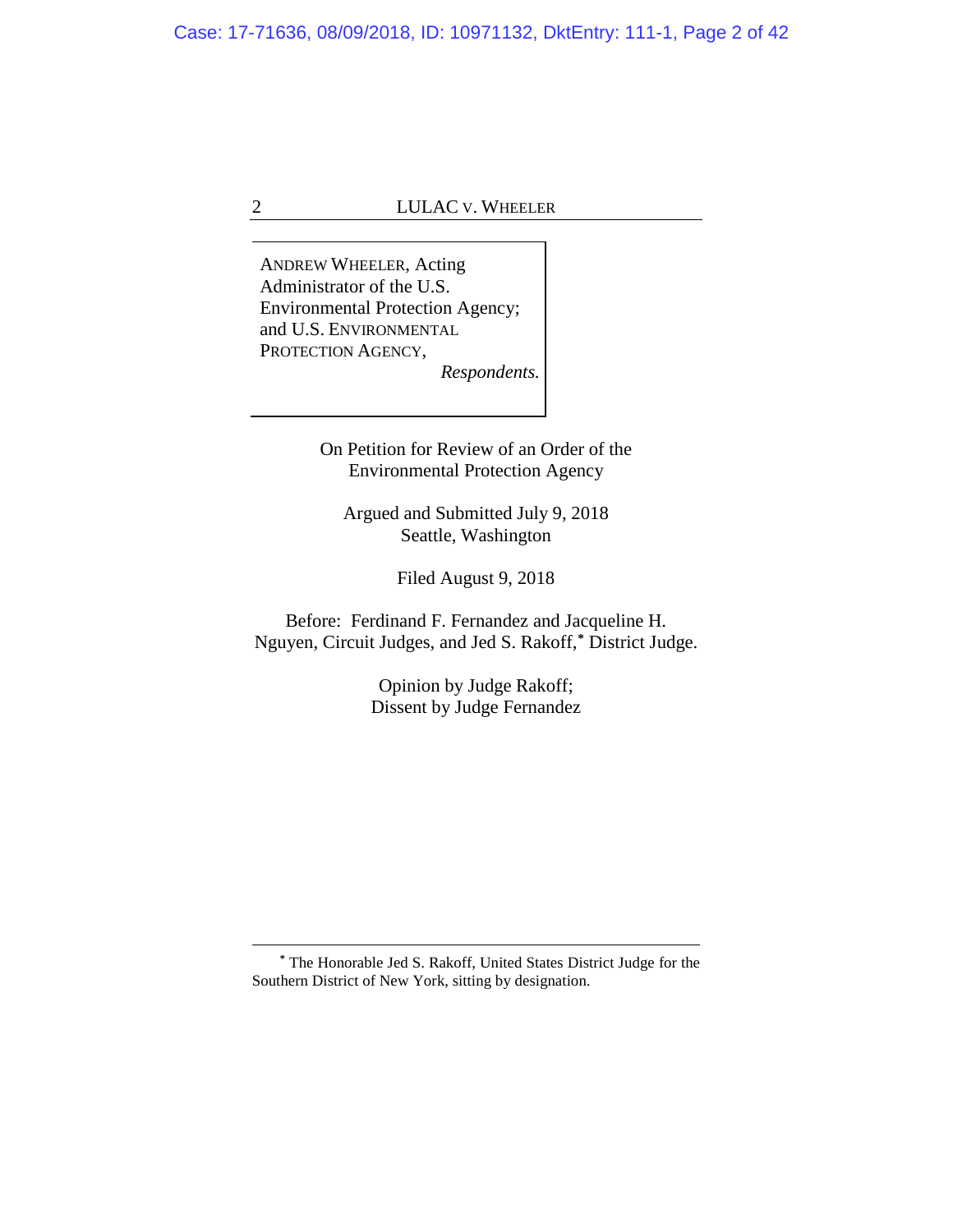ANDREW WHEELER, Acting Administrator of the U.S. Environmental Protection Agency; and U.S. ENVIRONMENTAL PROTECTION AGENCY,

*Respondents.*

On Petition for Review of an Order of the Environmental Protection Agency

Argued and Submitted July 9, 2018
Seattle, Washington

Filed August 9, 2018

Before: Ferdinand F. Fernandez and Jacqueline H. Nguyen, Circuit Judges, and Jed S. Rakoff,* District Judge.

Opinion by Judge Rakoff;
Dissent by Judge Fernandez

---

* The Honorable Jed S. Rakoff, United States District Judge for the Southern District of New York, sitting by designation.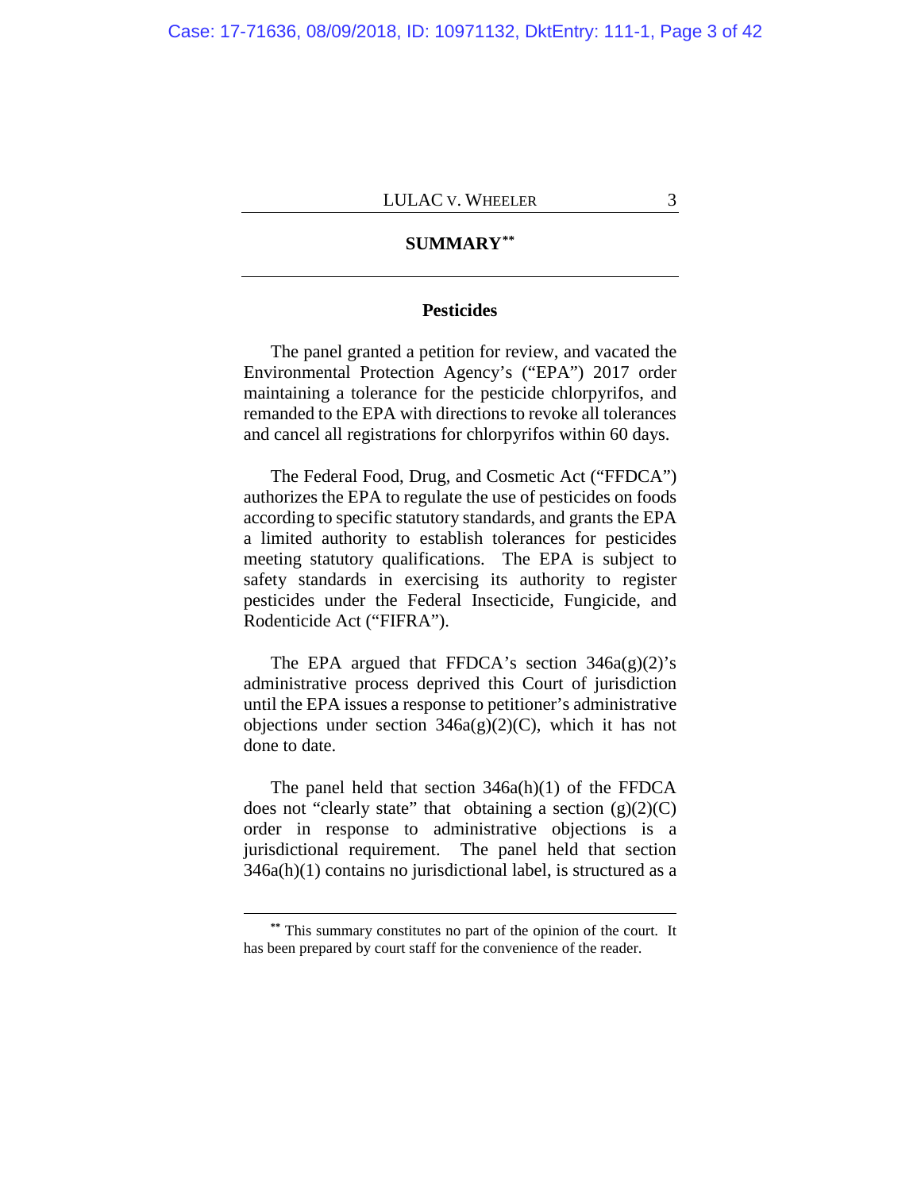## SUMMARY[**]

### Pesticides

The panel granted a petition for review, and vacated the Environmental Protection Agency's ("EPA") 2017 order maintaining a tolerance for the pesticide chlorpyrifos, and remanded to the EPA with directions to revoke all tolerances and cancel all registrations for chlorpyrifos within 60 days.

The Federal Food, Drug, and Cosmetic Act ("FFDCA") authorizes the EPA to regulate the use of pesticides on foods according to specific statutory standards, and grants the EPA a limited authority to establish tolerances for pesticides meeting statutory qualifications. The EPA is subject to safety standards in exercising its authority to register pesticides under the Federal Insecticide, Fungicide, and Rodenticide Act ("FIFRA").

The EPA argued that FFDCA's section 346a(g)(2)'s administrative process deprived this Court of jurisdiction until the EPA issues a response to petitioner's administrative objections under section 346a(g)(2)(C), which it has not done to date.

The panel held that section 346a(h)(1) of the FFDCA does not "clearly state" that obtaining a section (g)(2)(C) order in response to administrative objections is a jurisdictional requirement. The panel held that section 346a(h)(1) contains no jurisdictional label, is structured as a

---

[**] This summary constitutes no part of the opinion of the court. It has been prepared by court staff for the convenience of the reader.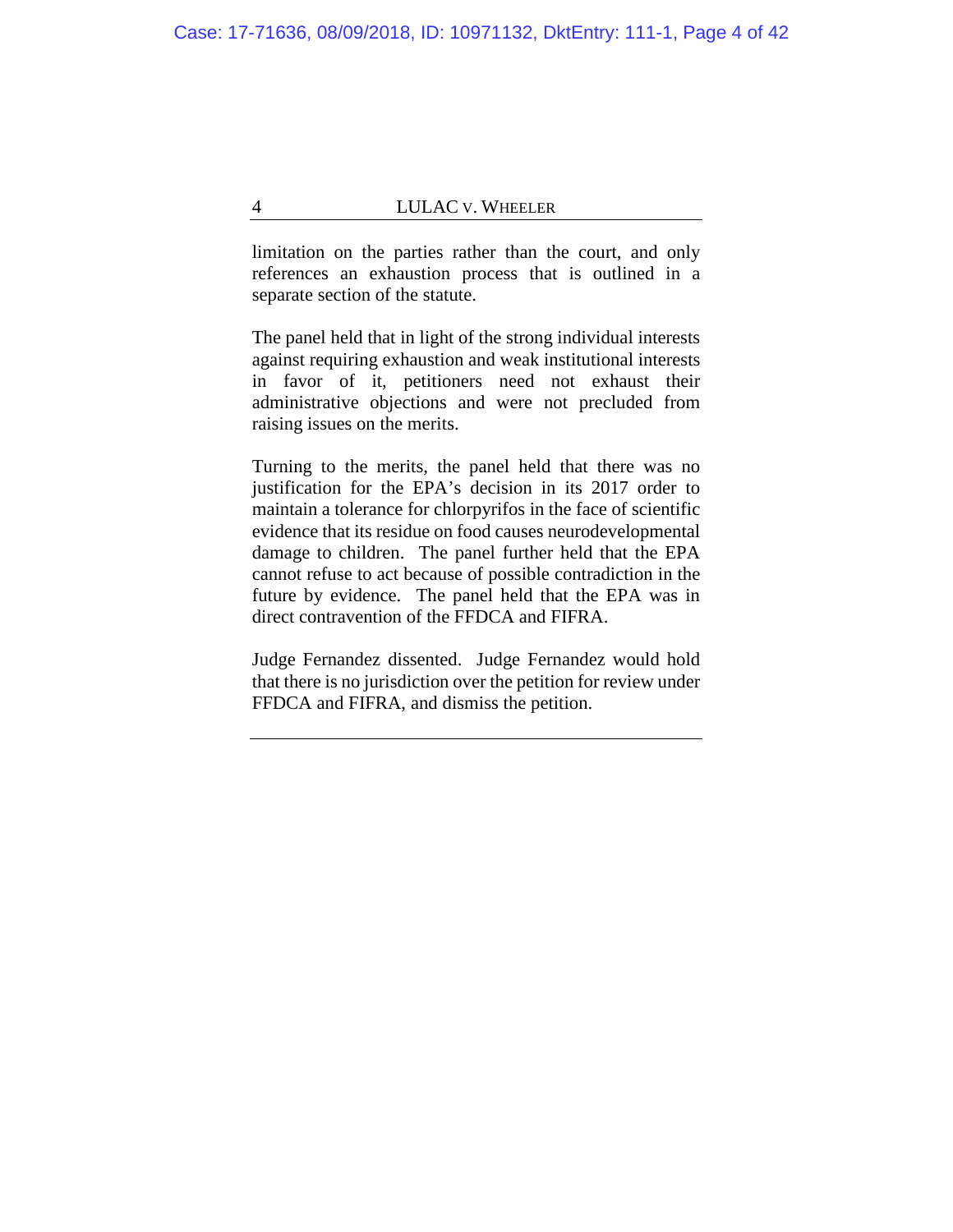limitation on the parties rather than the court, and only references an exhaustion process that is outlined in a separate section of the statute.

The panel held that in light of the strong individual interests against requiring exhaustion and weak institutional interests in favor of it, petitioners need not exhaust their administrative objections and were not precluded from raising issues on the merits.

Turning to the merits, the panel held that there was no justification for the EPA's decision in its 2017 order to maintain a tolerance for chlorpyrifos in the face of scientific evidence that its residue on food causes neurodevelopmental damage to children. The panel further held that the EPA cannot refuse to act because of possible contradiction in the future by evidence. The panel held that the EPA was in direct contravention of the FFDCA and FIFRA.

Judge Fernandez dissented. Judge Fernandez would hold that there is no jurisdiction over the petition for review under FFDCA and FIFRA, and dismiss the petition.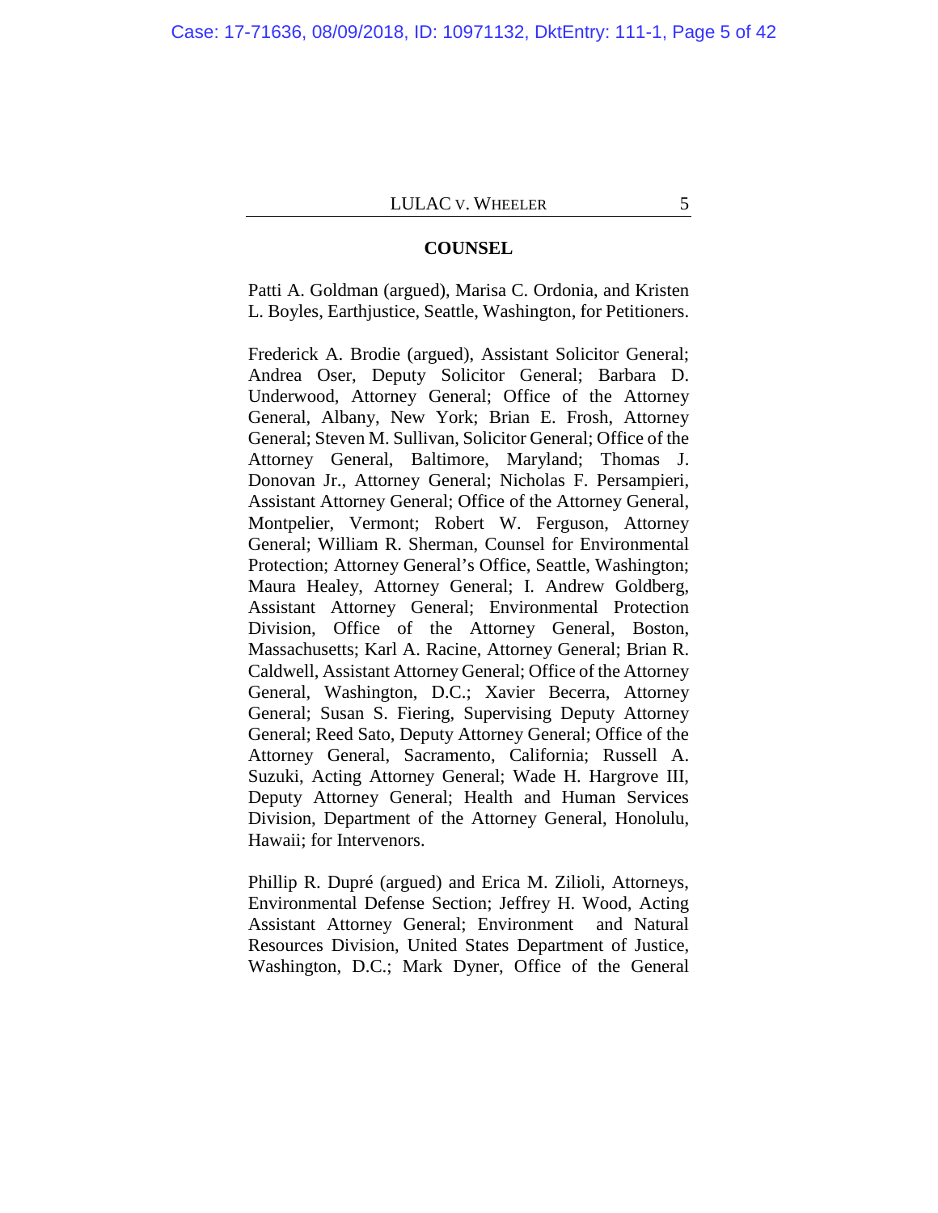## COUNSEL

Patti A. Goldman (argued), Marisa C. Ordonia, and Kristen L. Boyles, Earthjustice, Seattle, Washington, for Petitioners.

Frederick A. Brodie (argued), Assistant Solicitor General; Andrea Oser, Deputy Solicitor General; Barbara D. Underwood, Attorney General; Office of the Attorney General, Albany, New York; Brian E. Frosh, Attorney General; Steven M. Sullivan, Solicitor General; Office of the Attorney General, Baltimore, Maryland; Thomas J. Donovan Jr., Attorney General; Nicholas F. Persampieri, Assistant Attorney General; Office of the Attorney General, Montpelier, Vermont; Robert W. Ferguson, Attorney General; William R. Sherman, Counsel for Environmental Protection; Attorney General's Office, Seattle, Washington; Maura Healey, Attorney General; I. Andrew Goldberg, Assistant Attorney General; Environmental Protection Division, Office of the Attorney General, Boston, Massachusetts; Karl A. Racine, Attorney General; Brian R. Caldwell, Assistant Attorney General; Office of the Attorney General, Washington, D.C.; Xavier Becerra, Attorney General; Susan S. Fiering, Supervising Deputy Attorney General; Reed Sato, Deputy Attorney General; Office of the Attorney General, Sacramento, California; Russell A. Suzuki, Acting Attorney General; Wade H. Hargrove III, Deputy Attorney General; Health and Human Services Division, Department of the Attorney General, Honolulu, Hawaii; for Intervenors.

Phillip R. Dupré (argued) and Erica M. Zilioli, Attorneys, Environmental Defense Section; Jeffrey H. Wood, Acting Assistant Attorney General; Environment and Natural Resources Division, United States Department of Justice, Washington, D.C.; Mark Dyner, Office of the General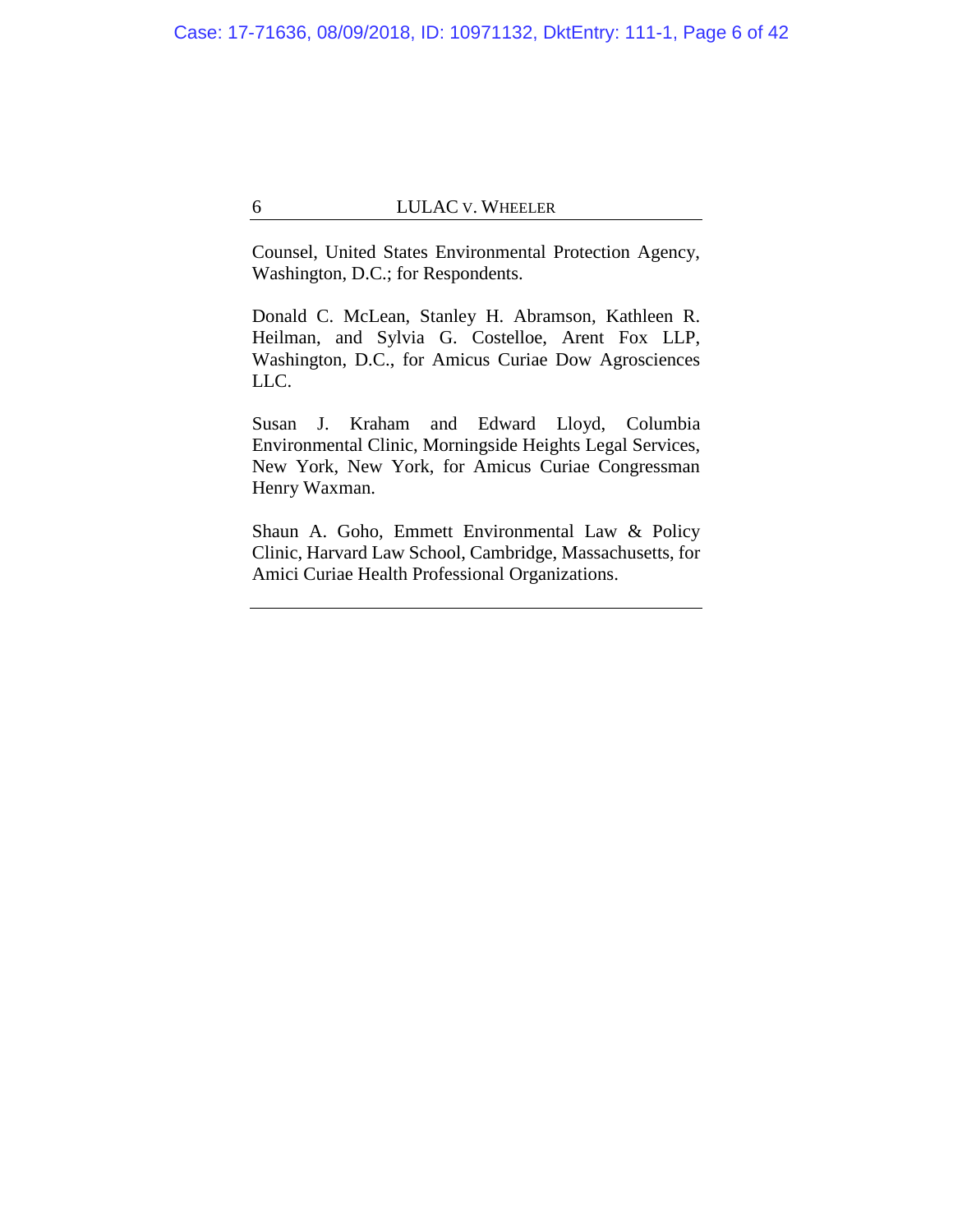Counsel, United States Environmental Protection Agency, Washington, D.C.; for Respondents.

Donald C. McLean, Stanley H. Abramson, Kathleen R. Heilman, and Sylvia G. Costelloe, Arent Fox LLP, Washington, D.C., for Amicus Curiae Dow Agrosciences LLC.

Susan J. Kraham and Edward Lloyd, Columbia Environmental Clinic, Morningside Heights Legal Services, New York, New York, for Amicus Curiae Congressman Henry Waxman.

Shaun A. Goho, Emmett Environmental Law & Policy Clinic, Harvard Law School, Cambridge, Massachusetts, for Amici Curiae Health Professional Organizations.

---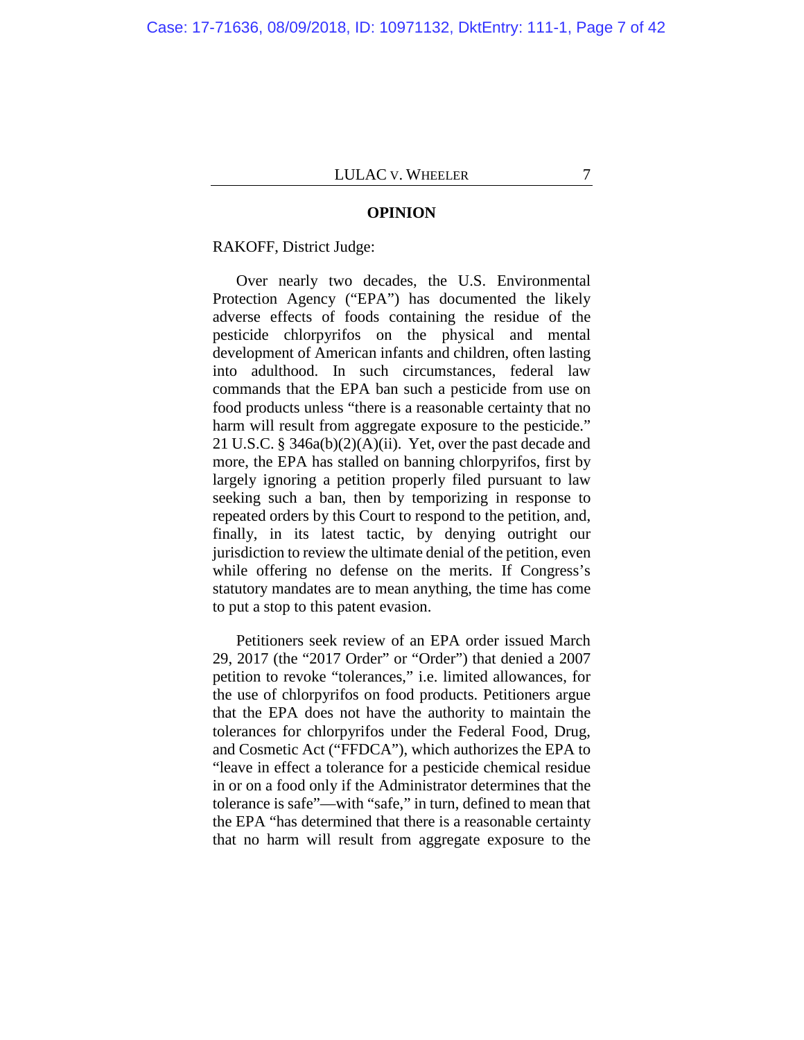**OPINION**

RAKOFF, District Judge:

Over nearly two decades, the U.S. Environmental Protection Agency ("EPA") has documented the likely adverse effects of foods containing the residue of the pesticide chlorpyrifos on the physical and mental development of American infants and children, often lasting into adulthood. In such circumstances, federal law commands that the EPA ban such a pesticide from use on food products unless "there is a reasonable certainty that no harm will result from aggregate exposure to the pesticide." 21 U.S.C. § 346a(b)(2)(A)(ii). Yet, over the past decade and more, the EPA has stalled on banning chlorpyrifos, first by largely ignoring a petition properly filed pursuant to law seeking such a ban, then by temporizing in response to repeated orders by this Court to respond to the petition, and, finally, in its latest tactic, by denying outright our jurisdiction to review the ultimate denial of the petition, even while offering no defense on the merits. If Congress's statutory mandates are to mean anything, the time has come to put a stop to this patent evasion.

Petitioners seek review of an EPA order issued March 29, 2017 (the "2017 Order" or "Order") that denied a 2007 petition to revoke "tolerances," i.e. limited allowances, for the use of chlorpyrifos on food products. Petitioners argue that the EPA does not have the authority to maintain the tolerances for chlorpyrifos under the Federal Food, Drug, and Cosmetic Act ("FFDCA"), which authorizes the EPA to "leave in effect a tolerance for a pesticide chemical residue in or on a food only if the Administrator determines that the tolerance is safe"—with "safe," in turn, defined to mean that the EPA "has determined that there is a reasonable certainty that no harm will result from aggregate exposure to the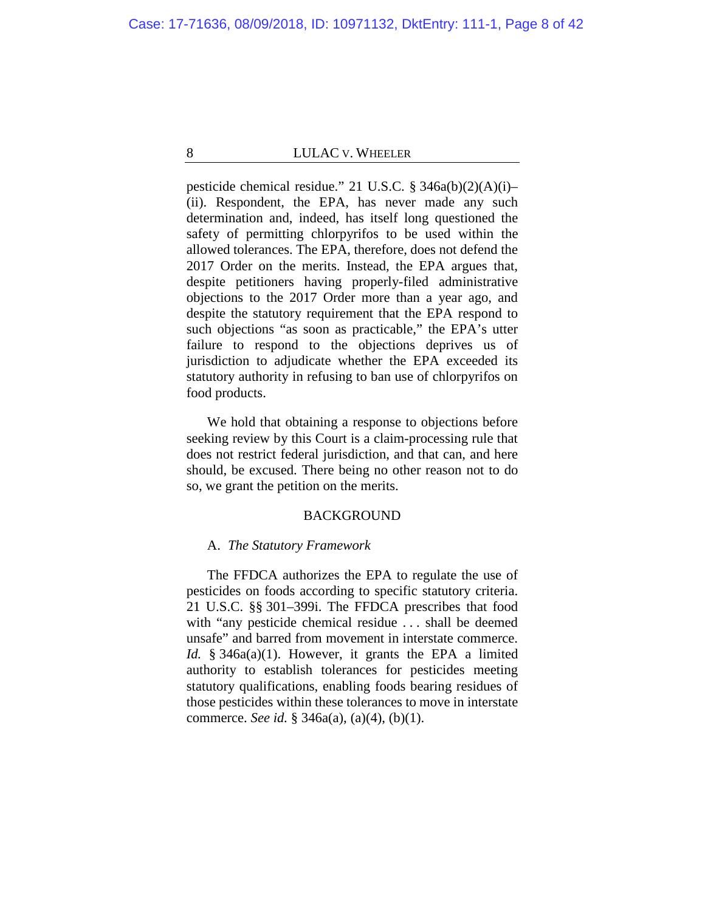pesticide chemical residue." 21 U.S.C. § 346a(b)(2)(A)(i)–(ii). Respondent, the EPA, has never made any such determination and, indeed, has itself long questioned the safety of permitting chlorpyrifos to be used within the allowed tolerances. The EPA, therefore, does not defend the 2017 Order on the merits. Instead, the EPA argues that, despite petitioners having properly-filed administrative objections to the 2017 Order more than a year ago, and despite the statutory requirement that the EPA respond to such objections "as soon as practicable," the EPA's utter failure to respond to the objections deprives us of jurisdiction to adjudicate whether the EPA exceeded its statutory authority in refusing to ban use of chlorpyrifos on food products.

We hold that obtaining a response to objections before seeking review by this Court is a claim-processing rule that does not restrict federal jurisdiction, and that can, and here should, be excused. There being no other reason not to do so, we grant the petition on the merits.

## BACKGROUND

### A. *The Statutory Framework*

The FFDCA authorizes the EPA to regulate the use of pesticides on foods according to specific statutory criteria. 21 U.S.C. §§ 301–399i. The FFDCA prescribes that food with "any pesticide chemical residue . . . shall be deemed unsafe" and barred from movement in interstate commerce. *Id.* § 346a(a)(1). However, it grants the EPA a limited authority to establish tolerances for pesticides meeting statutory qualifications, enabling foods bearing residues of those pesticides within these tolerances to move in interstate commerce. *See id.* § 346a(a), (a)(4), (b)(1).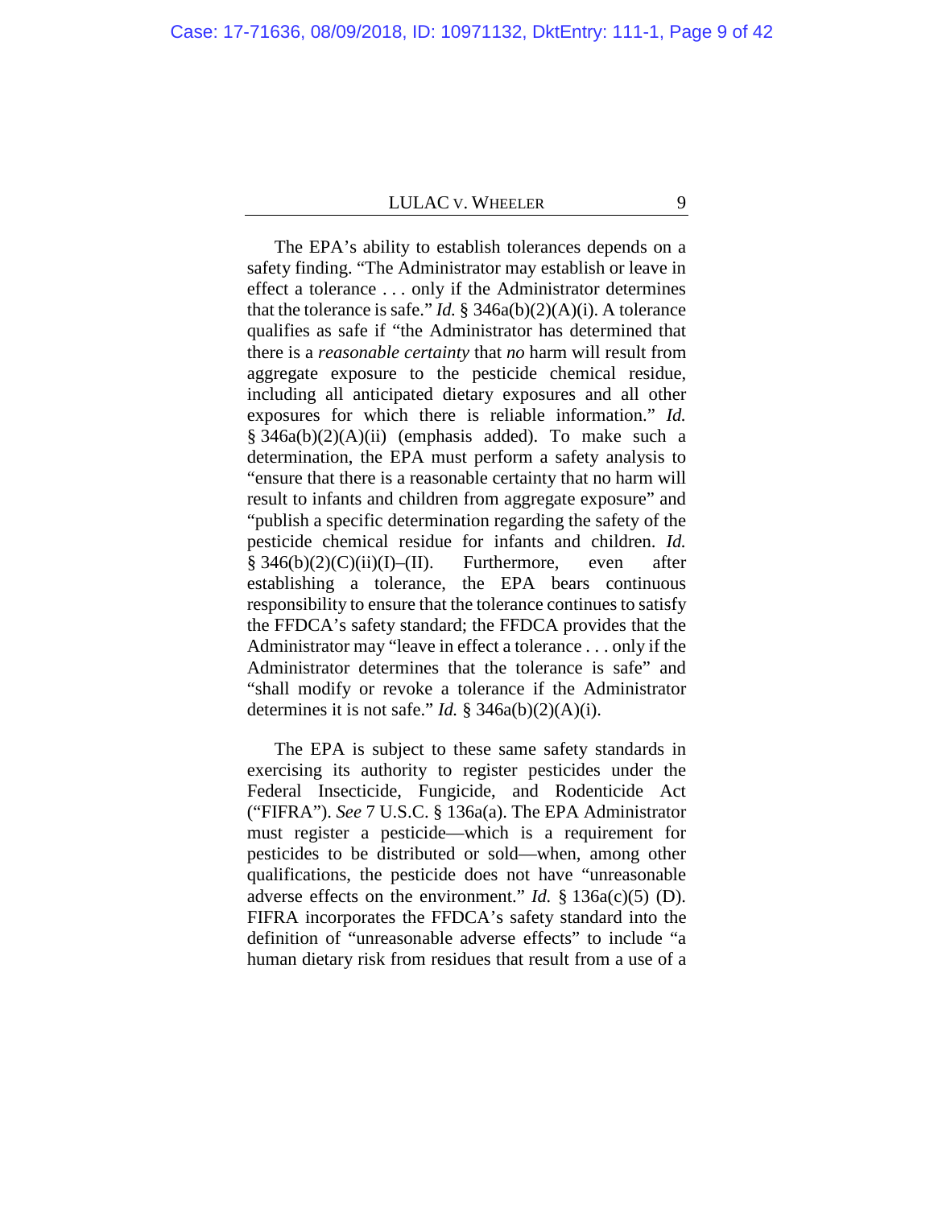The EPA's ability to establish tolerances depends on a safety finding. "The Administrator may establish or leave in effect a tolerance . . . only if the Administrator determines that the tolerance is safe." *Id.* § 346a(b)(2)(A)(i). A tolerance qualifies as safe if "the Administrator has determined that there is a *reasonable certainty* that *no* harm will result from aggregate exposure to the pesticide chemical residue, including all anticipated dietary exposures and all other exposures for which there is reliable information." *Id.* § 346a(b)(2)(A)(ii) (emphasis added). To make such a determination, the EPA must perform a safety analysis to "ensure that there is a reasonable certainty that no harm will result to infants and children from aggregate exposure" and "publish a specific determination regarding the safety of the pesticide chemical residue for infants and children. *Id.* § 346(b)(2)(C)(ii)(I)–(II). Furthermore, even after establishing a tolerance, the EPA bears continuous responsibility to ensure that the tolerance continues to satisfy the FFDCA's safety standard; the FFDCA provides that the Administrator may "leave in effect a tolerance . . . only if the Administrator determines that the tolerance is safe" and "shall modify or revoke a tolerance if the Administrator determines it is not safe." *Id.* § 346a(b)(2)(A)(i).

The EPA is subject to these same safety standards in exercising its authority to register pesticides under the Federal Insecticide, Fungicide, and Rodenticide Act ("FIFRA"). *See* 7 U.S.C. § 136a(a). The EPA Administrator must register a pesticide—which is a requirement for pesticides to be distributed or sold—when, among other qualifications, the pesticide does not have "unreasonable adverse effects on the environment." *Id.* § 136a(c)(5) (D). FIFRA incorporates the FFDCA's safety standard into the definition of "unreasonable adverse effects" to include "a human dietary risk from residues that result from a use of a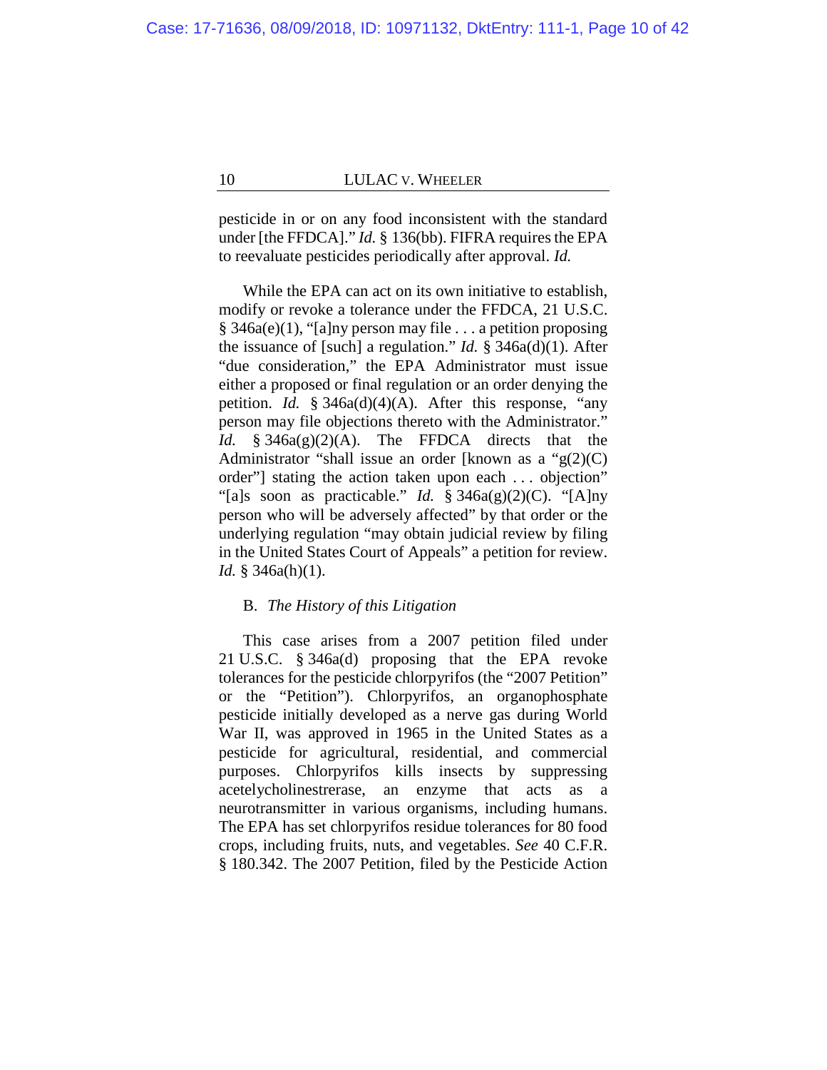pesticide in or on any food inconsistent with the standard under [the FFDCA]." *Id.* § 136(bb). FIFRA requires the EPA to reevaluate pesticides periodically after approval. *Id.*

While the EPA can act on its own initiative to establish, modify or revoke a tolerance under the FFDCA, 21 U.S.C. § 346a(e)(1), "[a]ny person may file . . . a petition proposing the issuance of [such] a regulation." *Id.* § 346a(d)(1). After "due consideration," the EPA Administrator must issue either a proposed or final regulation or an order denying the petition. *Id.* § 346a(d)(4)(A). After this response, "any person may file objections thereto with the Administrator." *Id.* § 346a(g)(2)(A). The FFDCA directs that the Administrator "shall issue an order [known as a "g(2)(C) order"] stating the action taken upon each . . . objection" "[a]s soon as practicable." *Id.* § 346a(g)(2)(C). "[A]ny person who will be adversely affected" by that order or the underlying regulation "may obtain judicial review by filing in the United States Court of Appeals" a petition for review. *Id.* § 346a(h)(1).

### B. *The History of this Litigation*

This case arises from a 2007 petition filed under 21 U.S.C. § 346a(d) proposing that the EPA revoke tolerances for the pesticide chlorpyrifos (the "2007 Petition" or the "Petition"). Chlorpyrifos, an organophosphate pesticide initially developed as a nerve gas during World War II, was approved in 1965 in the United States as a pesticide for agricultural, residential, and commercial purposes. Chlorpyrifos kills insects by suppressing acetelycholinestrerase, an enzyme that acts as a neurotransmitter in various organisms, including humans. The EPA has set chlorpyrifos residue tolerances for 80 food crops, including fruits, nuts, and vegetables. *See* 40 C.F.R. § 180.342. The 2007 Petition, filed by the Pesticide Action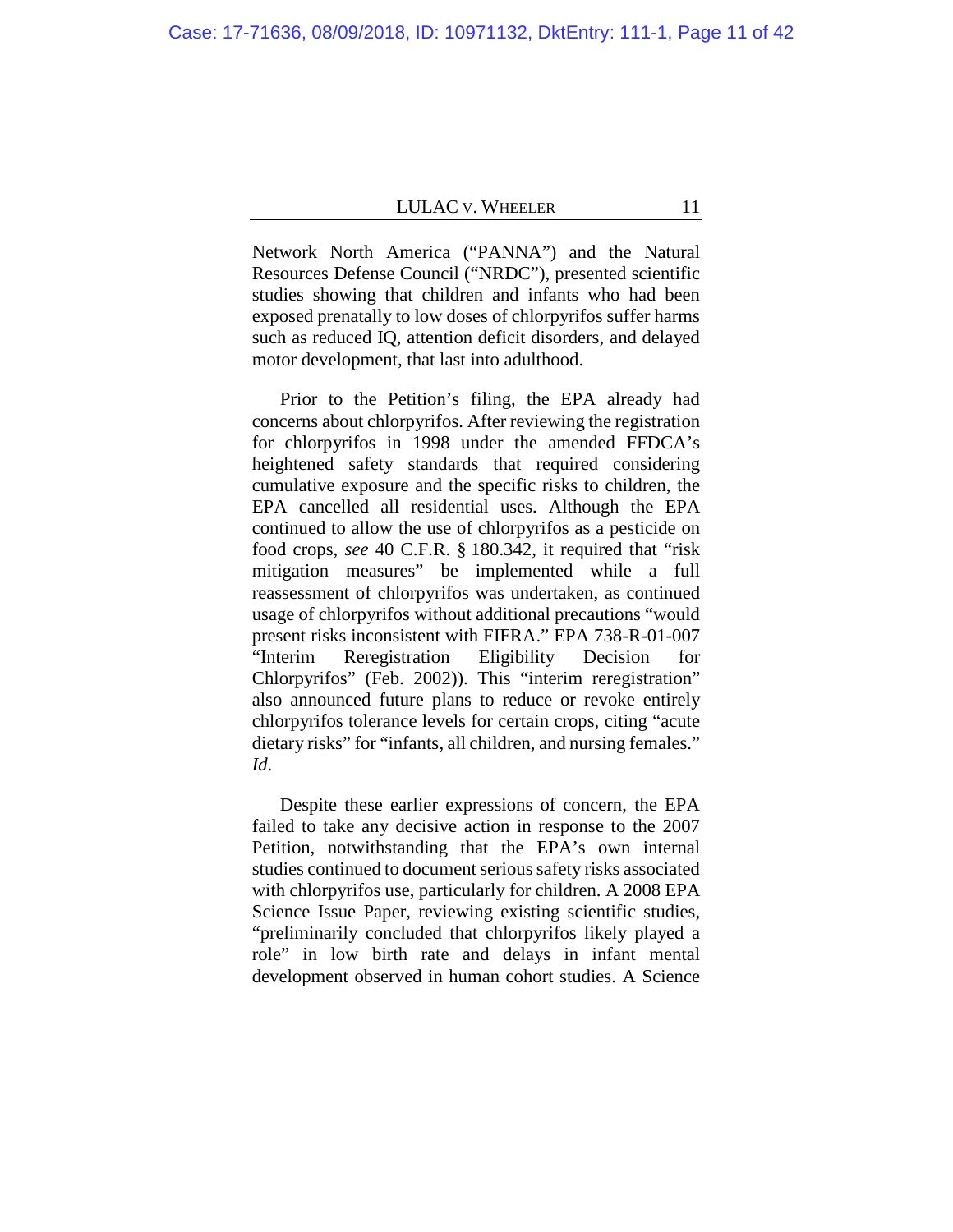Network North America ("PANNA") and the Natural Resources Defense Council ("NRDC"), presented scientific studies showing that children and infants who had been exposed prenatally to low doses of chlorpyrifos suffer harms such as reduced IQ, attention deficit disorders, and delayed motor development, that last into adulthood.

Prior to the Petition's filing, the EPA already had concerns about chlorpyrifos. After reviewing the registration for chlorpyrifos in 1998 under the amended FFDCA's heightened safety standards that required considering cumulative exposure and the specific risks to children, the EPA cancelled all residential uses. Although the EPA continued to allow the use of chlorpyrifos as a pesticide on food crops, *see* 40 C.F.R. § 180.342, it required that "risk mitigation measures" be implemented while a full reassessment of chlorpyrifos was undertaken, as continued usage of chlorpyrifos without additional precautions "would present risks inconsistent with FIFRA." EPA 738-R-01-007 "Interim Reregistration Eligibility Decision for Chlorpyrifos" (Feb. 2002)). This "interim reregistration" also announced future plans to reduce or revoke entirely chlorpyrifos tolerance levels for certain crops, citing "acute dietary risks" for "infants, all children, and nursing females." *Id.*

Despite these earlier expressions of concern, the EPA failed to take any decisive action in response to the 2007 Petition, notwithstanding that the EPA's own internal studies continued to document serious safety risks associated with chlorpyrifos use, particularly for children. A 2008 EPA Science Issue Paper, reviewing existing scientific studies, "preliminarily concluded that chlorpyrifos likely played a role" in low birth rate and delays in infant mental development observed in human cohort studies. A Science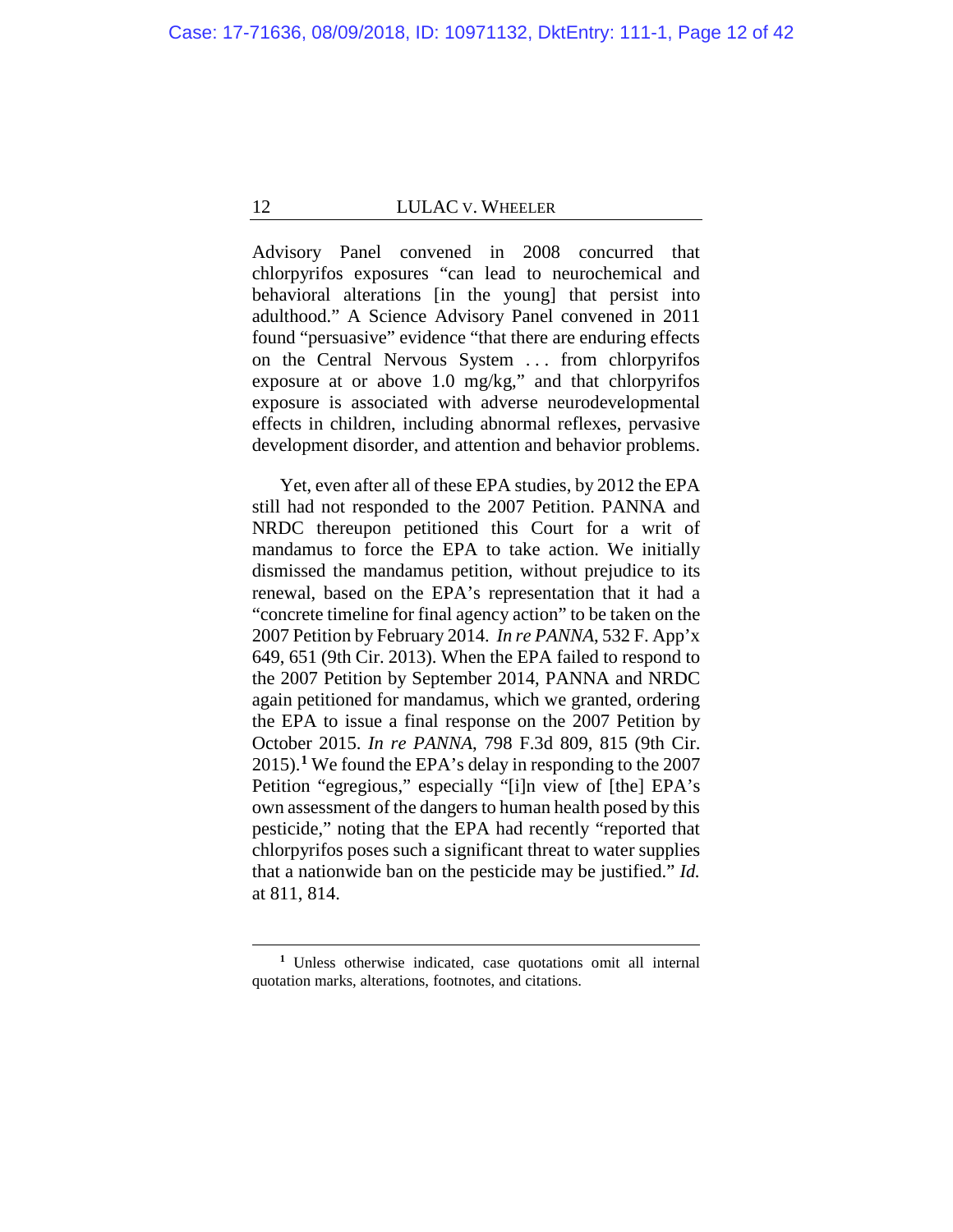Advisory Panel convened in 2008 concurred that chlorpyrifos exposures "can lead to neurochemical and behavioral alterations [in the young] that persist into adulthood." A Science Advisory Panel convened in 2011 found "persuasive" evidence "that there are enduring effects on the Central Nervous System . . . from chlorpyrifos exposure at or above 1.0 mg/kg," and that chlorpyrifos exposure is associated with adverse neurodevelopmental effects in children, including abnormal reflexes, pervasive development disorder, and attention and behavior problems.

Yet, even after all of these EPA studies, by 2012 the EPA still had not responded to the 2007 Petition. PANNA and NRDC thereupon petitioned this Court for a writ of mandamus to force the EPA to take action. We initially dismissed the mandamus petition, without prejudice to its renewal, based on the EPA's representation that it had a "concrete timeline for final agency action" to be taken on the 2007 Petition by February 2014. *In re PANNA*, 532 F. App'x 649, 651 (9th Cir. 2013). When the EPA failed to respond to the 2007 Petition by September 2014, PANNA and NRDC again petitioned for mandamus, which we granted, ordering the EPA to issue a final response on the 2007 Petition by October 2015. *In re PANNA*, 798 F.3d 809, 815 (9th Cir. 2015).[1] We found the EPA's delay in responding to the 2007 Petition "egregious," especially "[i]n view of [the] EPA's own assessment of the dangers to human health posed by this pesticide," noting that the EPA had recently "reported that chlorpyrifos poses such a significant threat to water supplies that a nationwide ban on the pesticide may be justified." *Id.* at 811, 814.

[1] Unless otherwise indicated, case quotations omit all internal quotation marks, alterations, footnotes, and citations.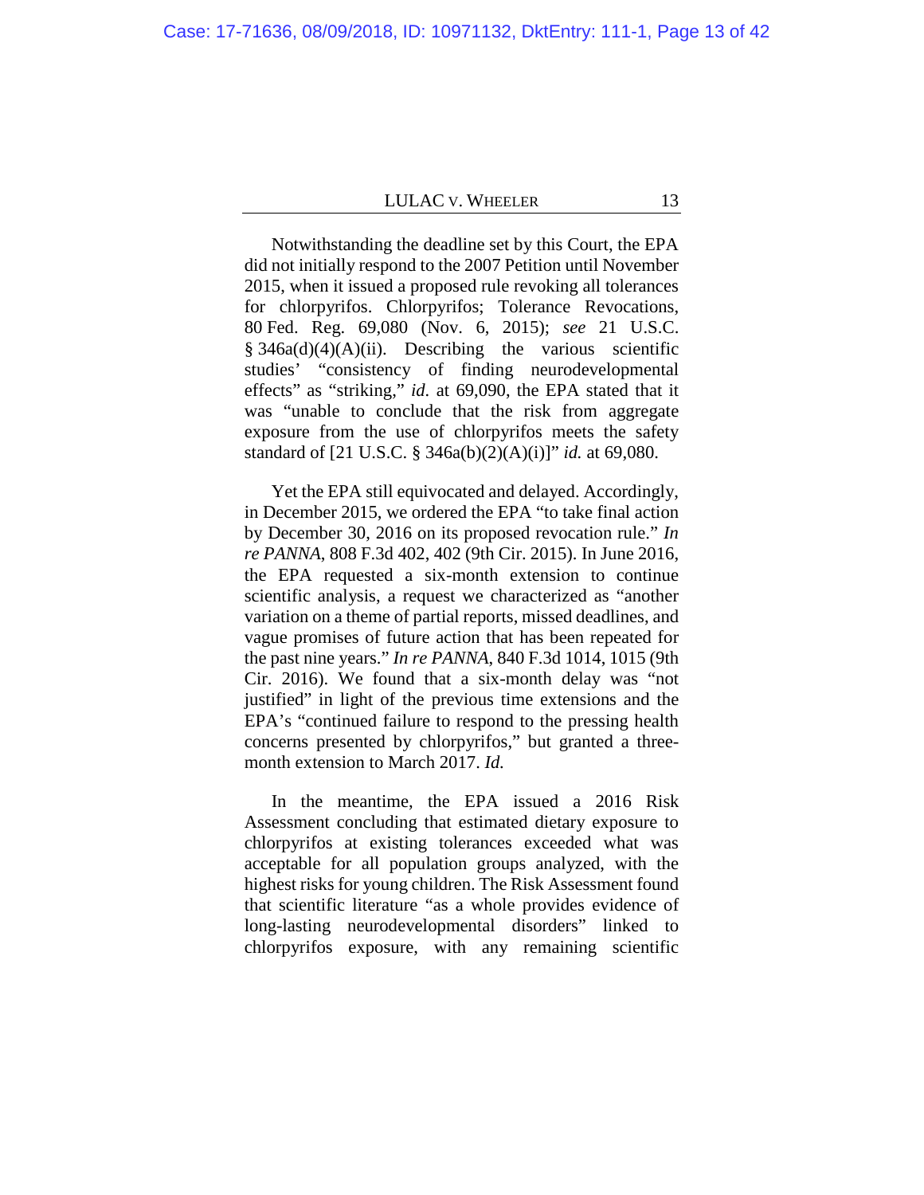Notwithstanding the deadline set by this Court, the EPA did not initially respond to the 2007 Petition until November 2015, when it issued a proposed rule revoking all tolerances for chlorpyrifos. Chlorpyrifos; Tolerance Revocations, 80 Fed. Reg. 69,080 (Nov. 6, 2015); *see* 21 U.S.C. § 346a(d)(4)(A)(ii). Describing the various scientific studies' "consistency of finding neurodevelopmental effects" as "striking," *id.* at 69,090, the EPA stated that it was "unable to conclude that the risk from aggregate exposure from the use of chlorpyrifos meets the safety standard of [21 U.S.C. § 346a(b)(2)(A)(i)]" *id.* at 69,080.

Yet the EPA still equivocated and delayed. Accordingly, in December 2015, we ordered the EPA "to take final action by December 30, 2016 on its proposed revocation rule." *In re PANNA*, 808 F.3d 402, 402 (9th Cir. 2015). In June 2016, the EPA requested a six-month extension to continue scientific analysis, a request we characterized as "another variation on a theme of partial reports, missed deadlines, and vague promises of future action that has been repeated for the past nine years." *In re PANNA*, 840 F.3d 1014, 1015 (9th Cir. 2016). We found that a six-month delay was "not justified" in light of the previous time extensions and the EPA's "continued failure to respond to the pressing health concerns presented by chlorpyrifos," but granted a three-month extension to March 2017. *Id.*

In the meantime, the EPA issued a 2016 Risk Assessment concluding that estimated dietary exposure to chlorpyrifos at existing tolerances exceeded what was acceptable for all population groups analyzed, with the highest risks for young children. The Risk Assessment found that scientific literature "as a whole provides evidence of long-lasting neurodevelopmental disorders" linked to chlorpyrifos exposure, with any remaining scientific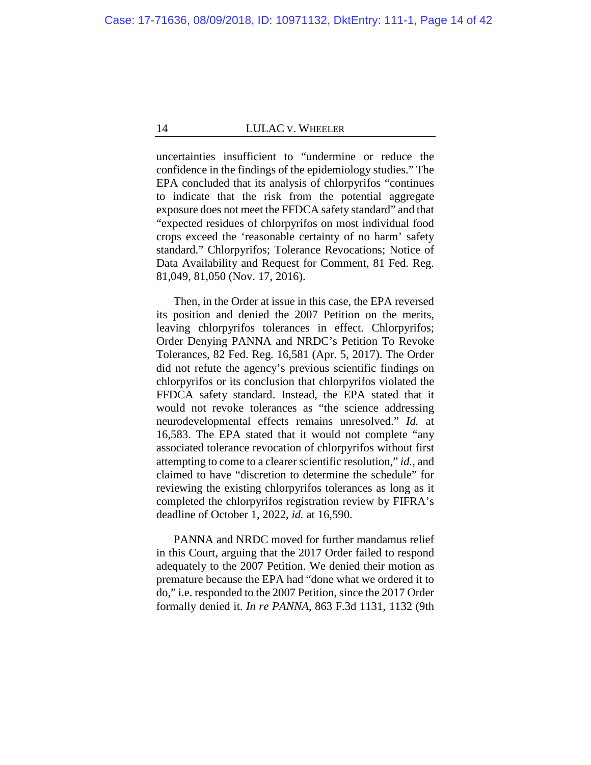uncertainties insufficient to "undermine or reduce the confidence in the findings of the epidemiology studies." The EPA concluded that its analysis of chlorpyrifos "continues to indicate that the risk from the potential aggregate exposure does not meet the FFDCA safety standard" and that "expected residues of chlorpyrifos on most individual food crops exceed the 'reasonable certainty of no harm' safety standard." Chlorpyrifos; Tolerance Revocations; Notice of Data Availability and Request for Comment, 81 Fed. Reg. 81,049, 81,050 (Nov. 17, 2016).

Then, in the Order at issue in this case, the EPA reversed its position and denied the 2007 Petition on the merits, leaving chlorpyrifos tolerances in effect. Chlorpyrifos; Order Denying PANNA and NRDC's Petition To Revoke Tolerances, 82 Fed. Reg. 16,581 (Apr. 5, 2017). The Order did not refute the agency's previous scientific findings on chlorpyrifos or its conclusion that chlorpyrifos violated the FFDCA safety standard. Instead, the EPA stated that it would not revoke tolerances as "the science addressing neurodevelopmental effects remains unresolved." *Id.* at 16,583. The EPA stated that it would not complete "any associated tolerance revocation of chlorpyrifos without first attempting to come to a clearer scientific resolution," *id.*, and claimed to have "discretion to determine the schedule" for reviewing the existing chlorpyrifos tolerances as long as it completed the chlorpyrifos registration review by FIFRA's deadline of October 1, 2022, *id.* at 16,590.

PANNA and NRDC moved for further mandamus relief in this Court, arguing that the 2017 Order failed to respond adequately to the 2007 Petition. We denied their motion as premature because the EPA had "done what we ordered it to do," i.e. responded to the 2007 Petition, since the 2017 Order formally denied it. *In re PANNA*, 863 F.3d 1131, 1132 (9th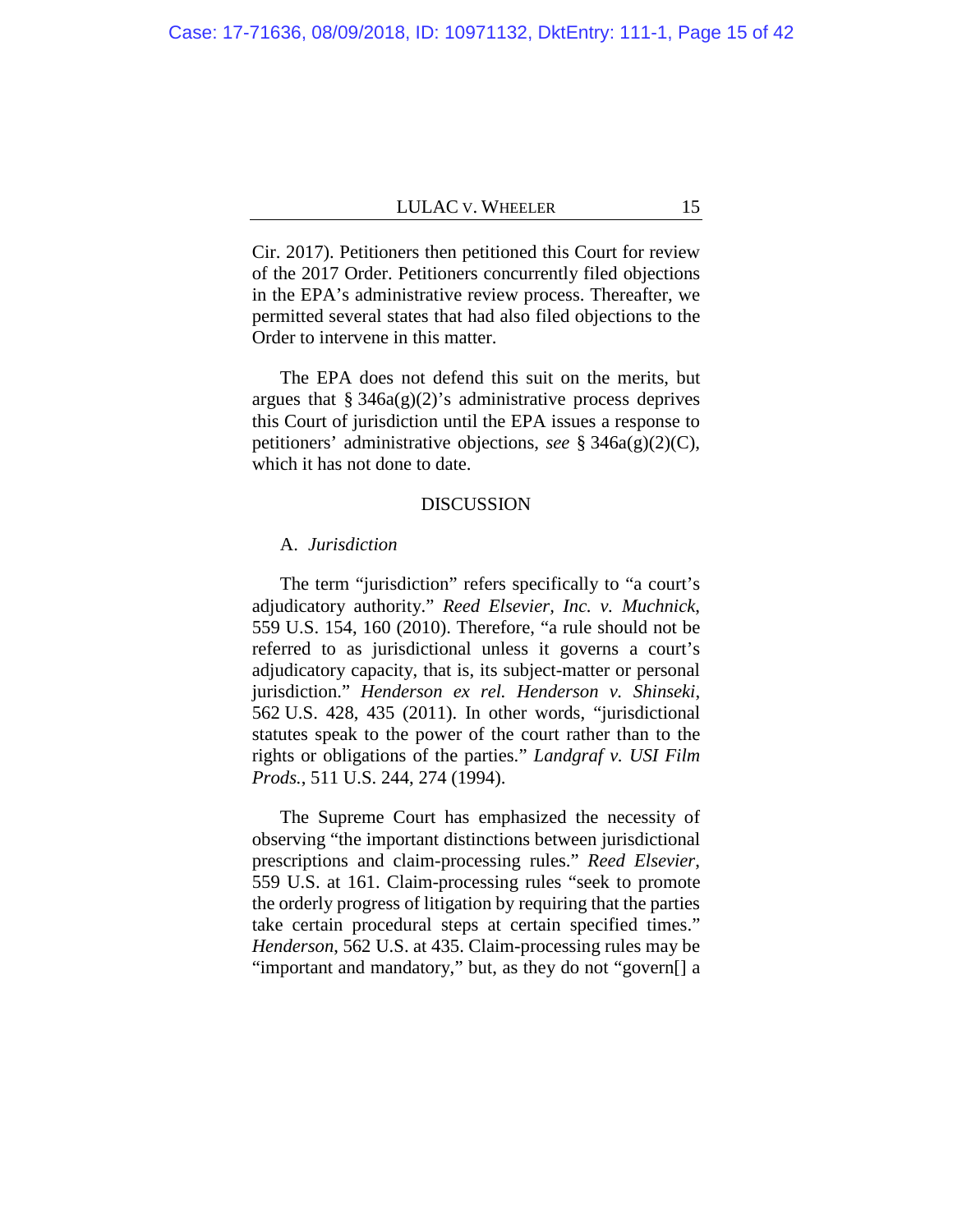Cir. 2017). Petitioners then petitioned this Court for review of the 2017 Order. Petitioners concurrently filed objections in the EPA's administrative review process. Thereafter, we permitted several states that had also filed objections to the Order to intervene in this matter.

The EPA does not defend this suit on the merits, but argues that § 346a(g)(2)'s administrative process deprives this Court of jurisdiction until the EPA issues a response to petitioners' administrative objections, *see* § 346a(g)(2)(C), which it has not done to date.

## DISCUSSION

### A. *Jurisdiction*

The term "jurisdiction" refers specifically to "a court's adjudicatory authority." *Reed Elsevier, Inc. v. Muchnick*, 559 U.S. 154, 160 (2010). Therefore, "a rule should not be referred to as jurisdictional unless it governs a court's adjudicatory capacity, that is, its subject-matter or personal jurisdiction." *Henderson ex rel. Henderson v. Shinseki*, 562 U.S. 428, 435 (2011). In other words, "jurisdictional statutes speak to the power of the court rather than to the rights or obligations of the parties." *Landgraf v. USI Film Prods.*, 511 U.S. 244, 274 (1994).

The Supreme Court has emphasized the necessity of observing "the important distinctions between jurisdictional prescriptions and claim-processing rules." *Reed Elsevier*, 559 U.S. at 161. Claim-processing rules "seek to promote the orderly progress of litigation by requiring that the parties take certain procedural steps at certain specified times." *Henderson*, 562 U.S. at 435. Claim-processing rules may be "important and mandatory," but, as they do not "govern[] a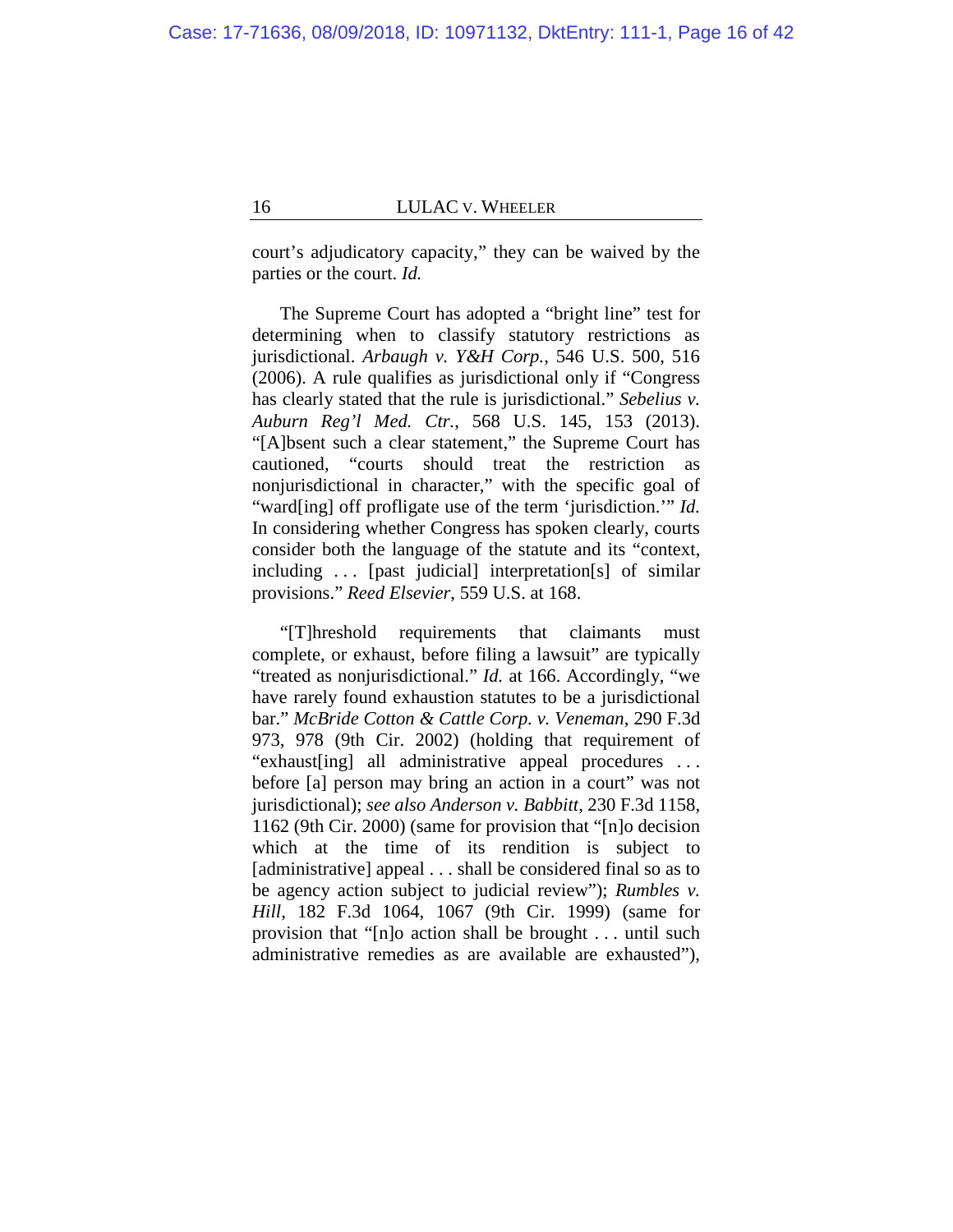court's adjudicatory capacity," they can be waived by the parties or the court. *Id.*

The Supreme Court has adopted a "bright line" test for determining when to classify statutory restrictions as jurisdictional. *Arbaugh v. Y&H Corp.*, 546 U.S. 500, 516 (2006). A rule qualifies as jurisdictional only if "Congress has clearly stated that the rule is jurisdictional." *Sebelius v. Auburn Reg'l Med. Ctr.*, 568 U.S. 145, 153 (2013). "[A]bsent such a clear statement," the Supreme Court has cautioned, "courts should treat the restriction as nonjurisdictional in character," with the specific goal of "ward[ing] off profligate use of the term 'jurisdiction.'" *Id.* In considering whether Congress has spoken clearly, courts consider both the language of the statute and its "context, including . . . [past judicial] interpretation[s] of similar provisions." *Reed Elsevier*, 559 U.S. at 168.

"[T]hreshold requirements that claimants must complete, or exhaust, before filing a lawsuit" are typically "treated as nonjurisdictional." *Id.* at 166. Accordingly, "we have rarely found exhaustion statutes to be a jurisdictional bar." *McBride Cotton & Cattle Corp. v. Veneman*, 290 F.3d 973, 978 (9th Cir. 2002) (holding that requirement of "exhaust[ing] all administrative appeal procedures . . . before [a] person may bring an action in a court" was not jurisdictional); *see also Anderson v. Babbitt*, 230 F.3d 1158, 1162 (9th Cir. 2000) (same for provision that "[n]o decision which at the time of its rendition is subject to [administrative] appeal . . . shall be considered final so as to be agency action subject to judicial review"); *Rumbles v. Hill*, 182 F.3d 1064, 1067 (9th Cir. 1999) (same for provision that "[n]o action shall be brought . . . until such administrative remedies as are available are exhausted"),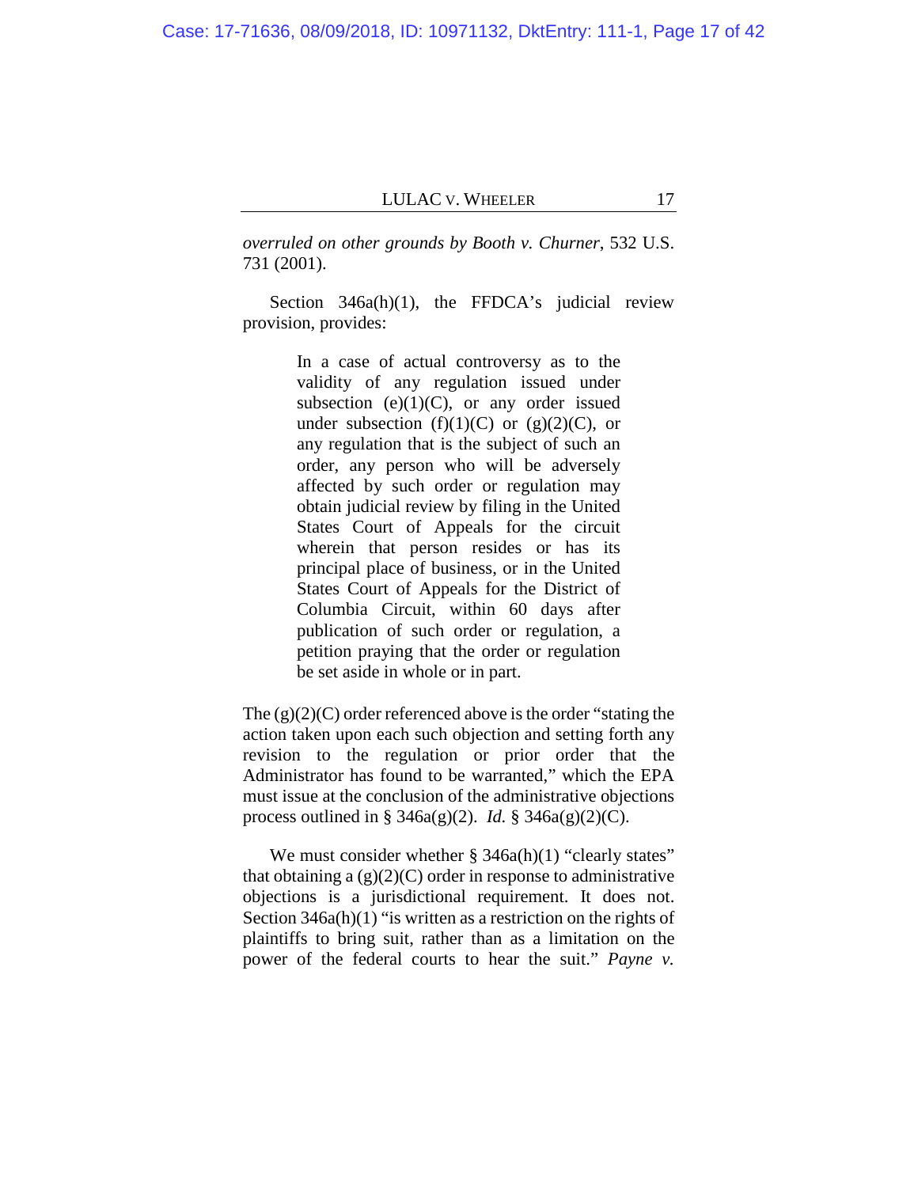*overruled on other grounds by Booth v. Churner*, 532 U.S. 731 (2001).

Section 346a(h)(1), the FFDCA's judicial review provision, provides:

> In a case of actual controversy as to the validity of any regulation issued under subsection (e)(1)(C), or any order issued under subsection (f)(1)(C) or (g)(2)(C), or any regulation that is the subject of such an order, any person who will be adversely affected by such order or regulation may obtain judicial review by filing in the United States Court of Appeals for the circuit wherein that person resides or has its principal place of business, or in the United States Court of Appeals for the District of Columbia Circuit, within 60 days after publication of such order or regulation, a petition praying that the order or regulation be set aside in whole or in part.

The (g)(2)(C) order referenced above is the order "stating the action taken upon each such objection and setting forth any revision to the regulation or prior order that the Administrator has found to be warranted," which the EPA must issue at the conclusion of the administrative objections process outlined in § 346a(g)(2). *Id.* § 346a(g)(2)(C).

We must consider whether § 346a(h)(1) "clearly states" that obtaining a (g)(2)(C) order in response to administrative objections is a jurisdictional requirement. It does not. Section 346a(h)(1) "is written as a restriction on the rights of plaintiffs to bring suit, rather than as a limitation on the power of the federal courts to hear the suit." *Payne v.*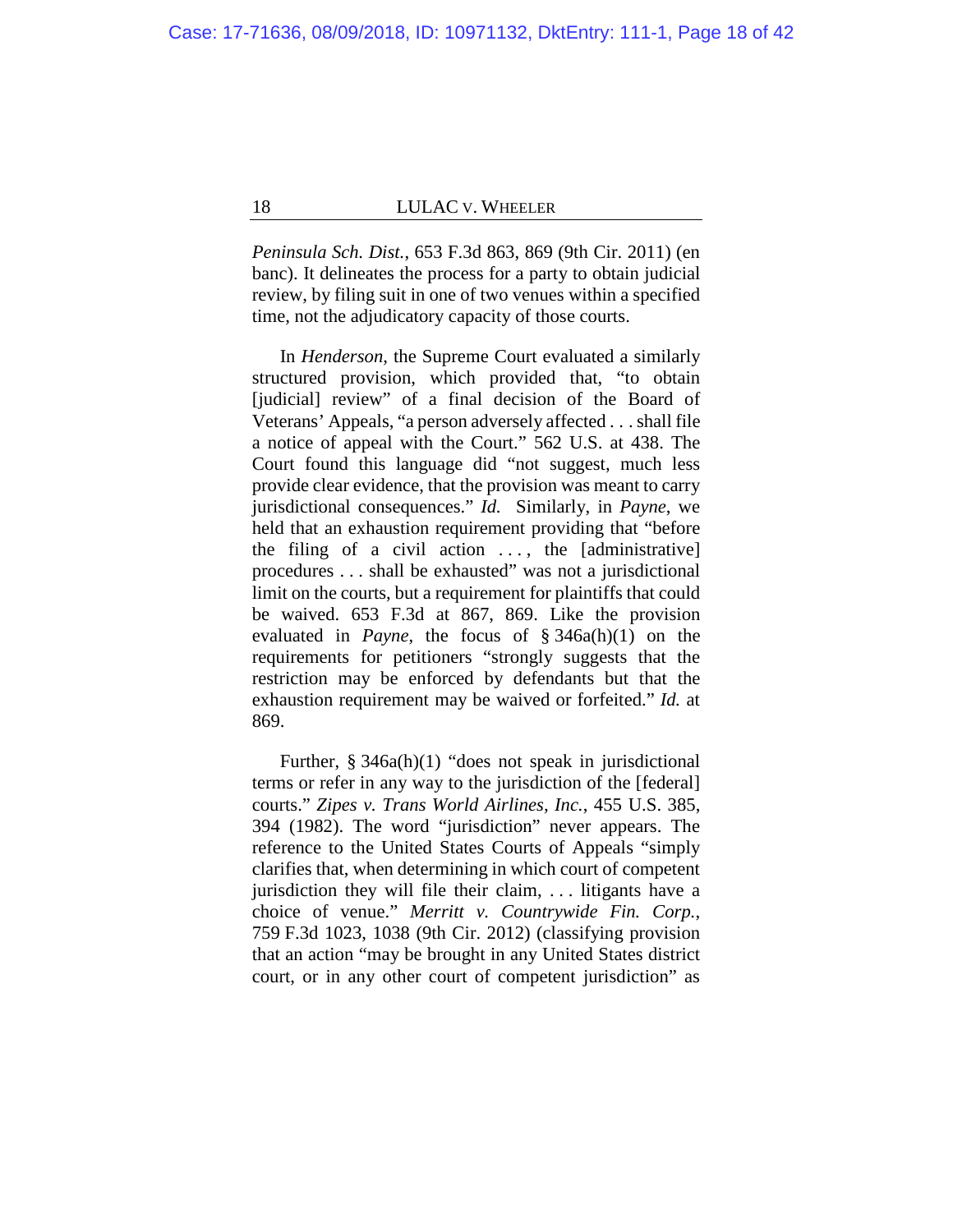*Peninsula Sch. Dist.*, 653 F.3d 863, 869 (9th Cir. 2011) (en banc). It delineates the process for a party to obtain judicial review, by filing suit in one of two venues within a specified time, not the adjudicatory capacity of those courts.

In *Henderson*, the Supreme Court evaluated a similarly structured provision, which provided that, "to obtain [judicial] review" of a final decision of the Board of Veterans' Appeals, "a person adversely affected . . . shall file a notice of appeal with the Court." 562 U.S. at 438. The Court found this language did "not suggest, much less provide clear evidence, that the provision was meant to carry jurisdictional consequences." *Id.* Similarly, in *Payne*, we held that an exhaustion requirement providing that "before the filing of a civil action . . . , the [administrative] procedures . . . shall be exhausted" was not a jurisdictional limit on the courts, but a requirement for plaintiffs that could be waived. 653 F.3d at 867, 869. Like the provision evaluated in *Payne*, the focus of § 346a(h)(1) on the requirements for petitioners "strongly suggests that the restriction may be enforced by defendants but that the exhaustion requirement may be waived or forfeited." *Id.* at 869.

Further, § 346a(h)(1) "does not speak in jurisdictional terms or refer in any way to the jurisdiction of the [federal] courts." *Zipes v. Trans World Airlines, Inc.*, 455 U.S. 385, 394 (1982). The word "jurisdiction" never appears. The reference to the United States Courts of Appeals "simply clarifies that, when determining in which court of competent jurisdiction they will file their claim, . . . litigants have a choice of venue." *Merritt v. Countrywide Fin. Corp.*, 759 F.3d 1023, 1038 (9th Cir. 2012) (classifying provision that an action "may be brought in any United States district court, or in any other court of competent jurisdiction" as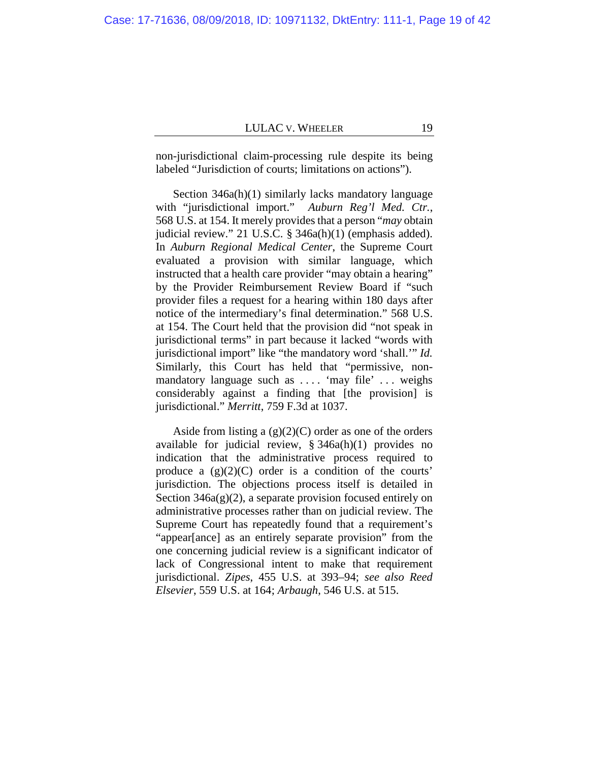non-jurisdictional claim-processing rule despite its being labeled "Jurisdiction of courts; limitations on actions").

Section 346a(h)(1) similarly lacks mandatory language with "jurisdictional import." *Auburn Reg'l Med. Ctr.*, 568 U.S. at 154. It merely provides that a person "*may* obtain judicial review." 21 U.S.C. § 346a(h)(1) (emphasis added). In *Auburn Regional Medical Center*, the Supreme Court evaluated a provision with similar language, which instructed that a health care provider "may obtain a hearing" by the Provider Reimbursement Review Board if "such provider files a request for a hearing within 180 days after notice of the intermediary's final determination." 568 U.S. at 154. The Court held that the provision did "not speak in jurisdictional terms" in part because it lacked "words with jurisdictional import" like "the mandatory word 'shall.'" *Id.* Similarly, this Court has held that "permissive, non-mandatory language such as . . . . 'may file' . . . weighs considerably against a finding that [the provision] is jurisdictional." *Merritt*, 759 F.3d at 1037.

Aside from listing a (g)(2)(C) order as one of the orders available for judicial review, § 346a(h)(1) provides no indication that the administrative process required to produce a (g)(2)(C) order is a condition of the courts' jurisdiction. The objections process itself is detailed in Section 346a(g)(2), a separate provision focused entirely on administrative processes rather than on judicial review. The Supreme Court has repeatedly found that a requirement's "appear[ance] as an entirely separate provision" from the one concerning judicial review is a significant indicator of lack of Congressional intent to make that requirement jurisdictional. *Zipes*, 455 U.S. at 393–94; *see also Reed Elsevier*, 559 U.S. at 164; *Arbaugh*, 546 U.S. at 515.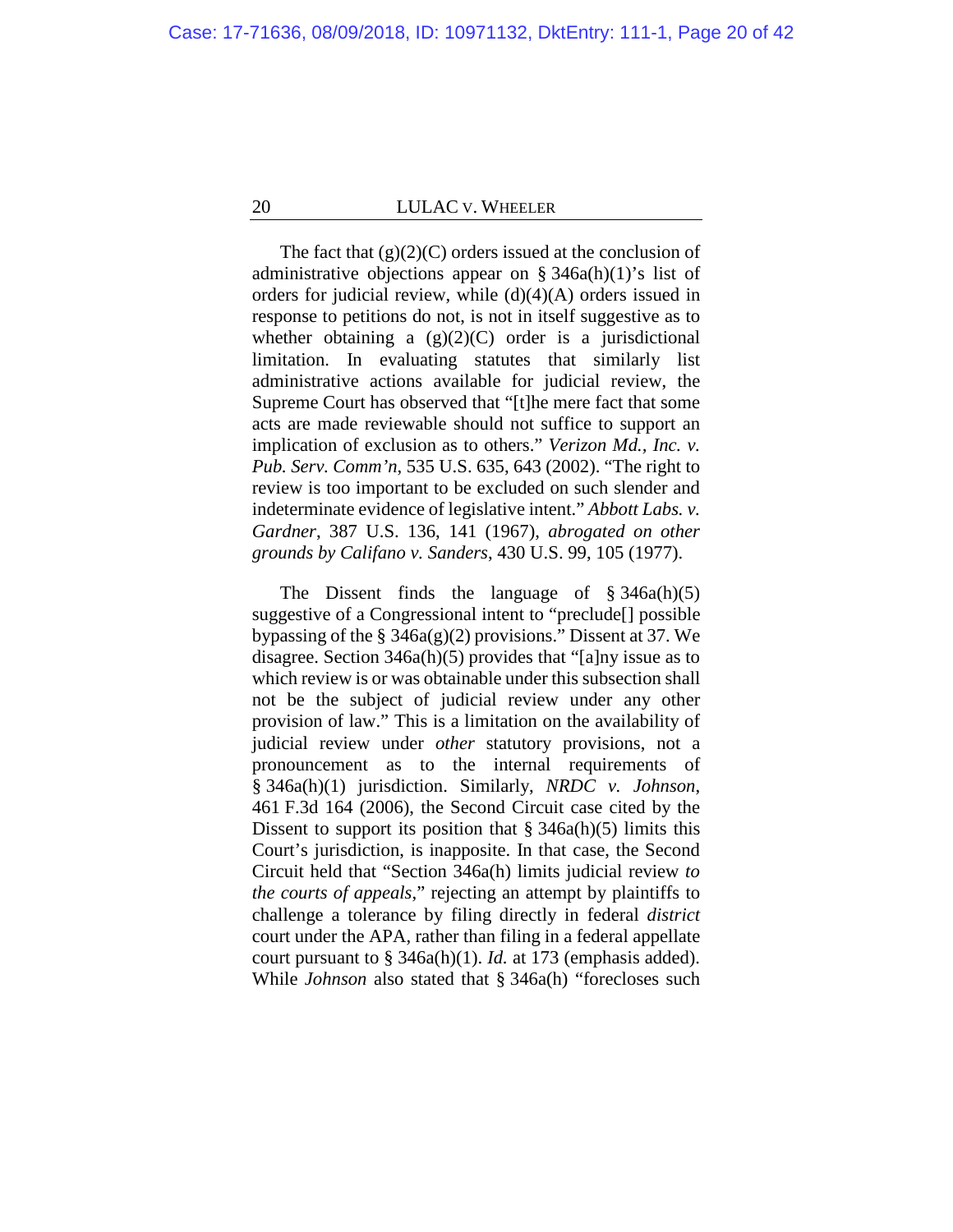The fact that (g)(2)(C) orders issued at the conclusion of administrative objections appear on § 346a(h)(1)'s list of orders for judicial review, while (d)(4)(A) orders issued in response to petitions do not, is not in itself suggestive as to whether obtaining a (g)(2)(C) order is a jurisdictional limitation. In evaluating statutes that similarly list administrative actions available for judicial review, the Supreme Court has observed that "[t]he mere fact that some acts are made reviewable should not suffice to support an implication of exclusion as to others." *Verizon Md., Inc. v. Pub. Serv. Comm'n*, 535 U.S. 635, 643 (2002). "The right to review is too important to be excluded on such slender and indeterminate evidence of legislative intent." *Abbott Labs. v. Gardner*, 387 U.S. 136, 141 (1967), *abrogated on other grounds by Califano v. Sanders*, 430 U.S. 99, 105 (1977).

The Dissent finds the language of § 346a(h)(5) suggestive of a Congressional intent to "preclude[] possible bypassing of the § 346a(g)(2) provisions." Dissent at 37. We disagree. Section 346a(h)(5) provides that "[a]ny issue as to which review is or was obtainable under this subsection shall not be the subject of judicial review under any other provision of law." This is a limitation on the availability of judicial review under *other* statutory provisions, not a pronouncement as to the internal requirements of § 346a(h)(1) jurisdiction. Similarly, *NRDC v. Johnson*, 461 F.3d 164 (2006), the Second Circuit case cited by the Dissent to support its position that § 346a(h)(5) limits this Court's jurisdiction, is inapposite. In that case, the Second Circuit held that "Section 346a(h) limits judicial review *to the courts of appeals*," rejecting an attempt by plaintiffs to challenge a tolerance by filing directly in federal *district* court under the APA, rather than filing in a federal appellate court pursuant to § 346a(h)(1). *Id.* at 173 (emphasis added). While *Johnson* also stated that § 346a(h) "forecloses such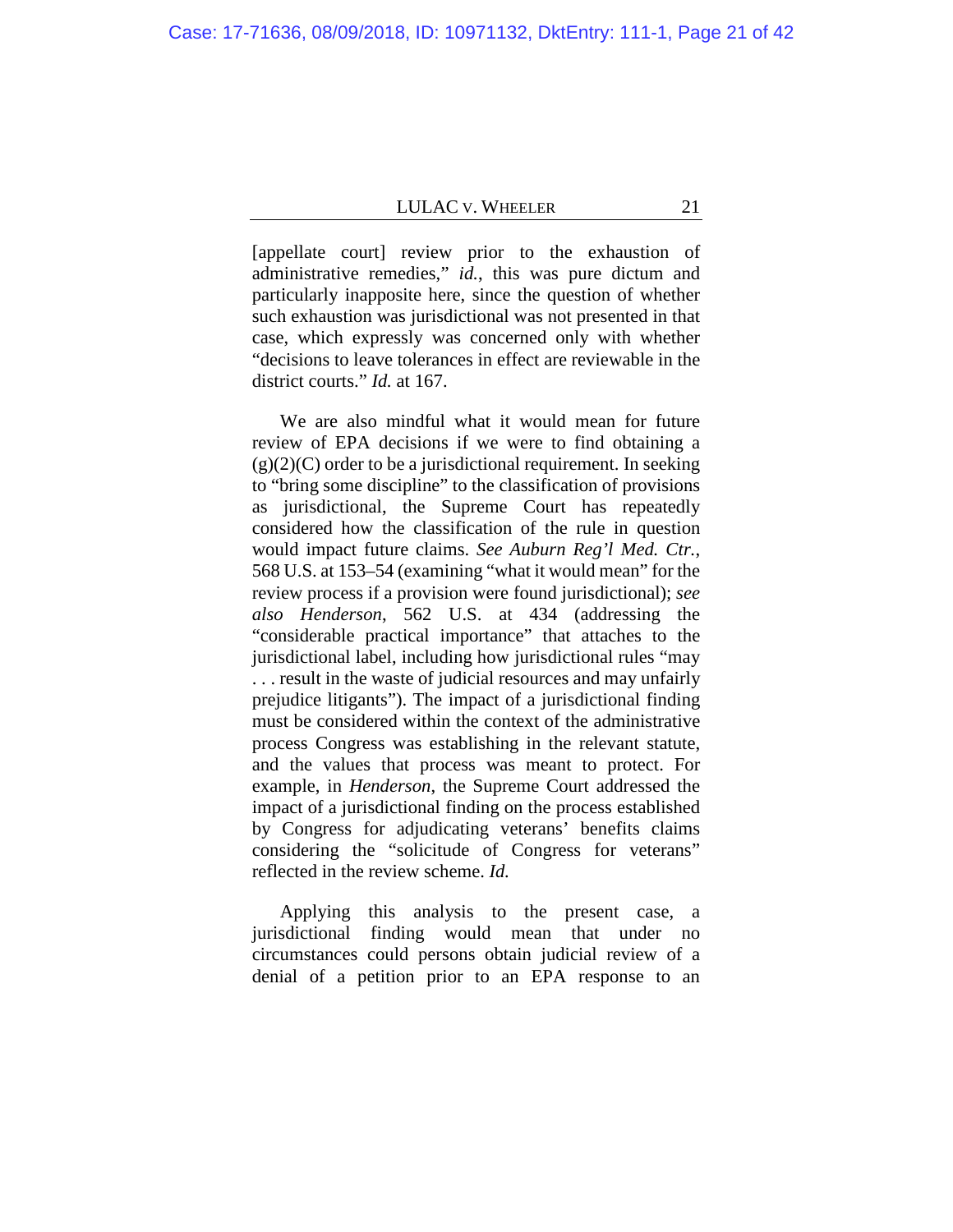[appellate court] review prior to the exhaustion of administrative remedies," *id.*, this was pure dictum and particularly inapposite here, since the question of whether such exhaustion was jurisdictional was not presented in that case, which expressly was concerned only with whether "decisions to leave tolerances in effect are reviewable in the district courts." *Id.* at 167.

We are also mindful what it would mean for future review of EPA decisions if we were to find obtaining a (g)(2)(C) order to be a jurisdictional requirement. In seeking to "bring some discipline" to the classification of provisions as jurisdictional, the Supreme Court has repeatedly considered how the classification of the rule in question would impact future claims. *See Auburn Reg'l Med. Ctr.*, 568 U.S. at 153–54 (examining "what it would mean" for the review process if a provision were found jurisdictional); *see also Henderson*, 562 U.S. at 434 (addressing the "considerable practical importance" that attaches to the jurisdictional label, including how jurisdictional rules "may . . . result in the waste of judicial resources and may unfairly prejudice litigants"). The impact of a jurisdictional finding must be considered within the context of the administrative process Congress was establishing in the relevant statute, and the values that process was meant to protect. For example, in *Henderson*, the Supreme Court addressed the impact of a jurisdictional finding on the process established by Congress for adjudicating veterans' benefits claims considering the "solicitude of Congress for veterans" reflected in the review scheme. *Id.*

Applying this analysis to the present case, a jurisdictional finding would mean that under no circumstances could persons obtain judicial review of a denial of a petition prior to an EPA response to an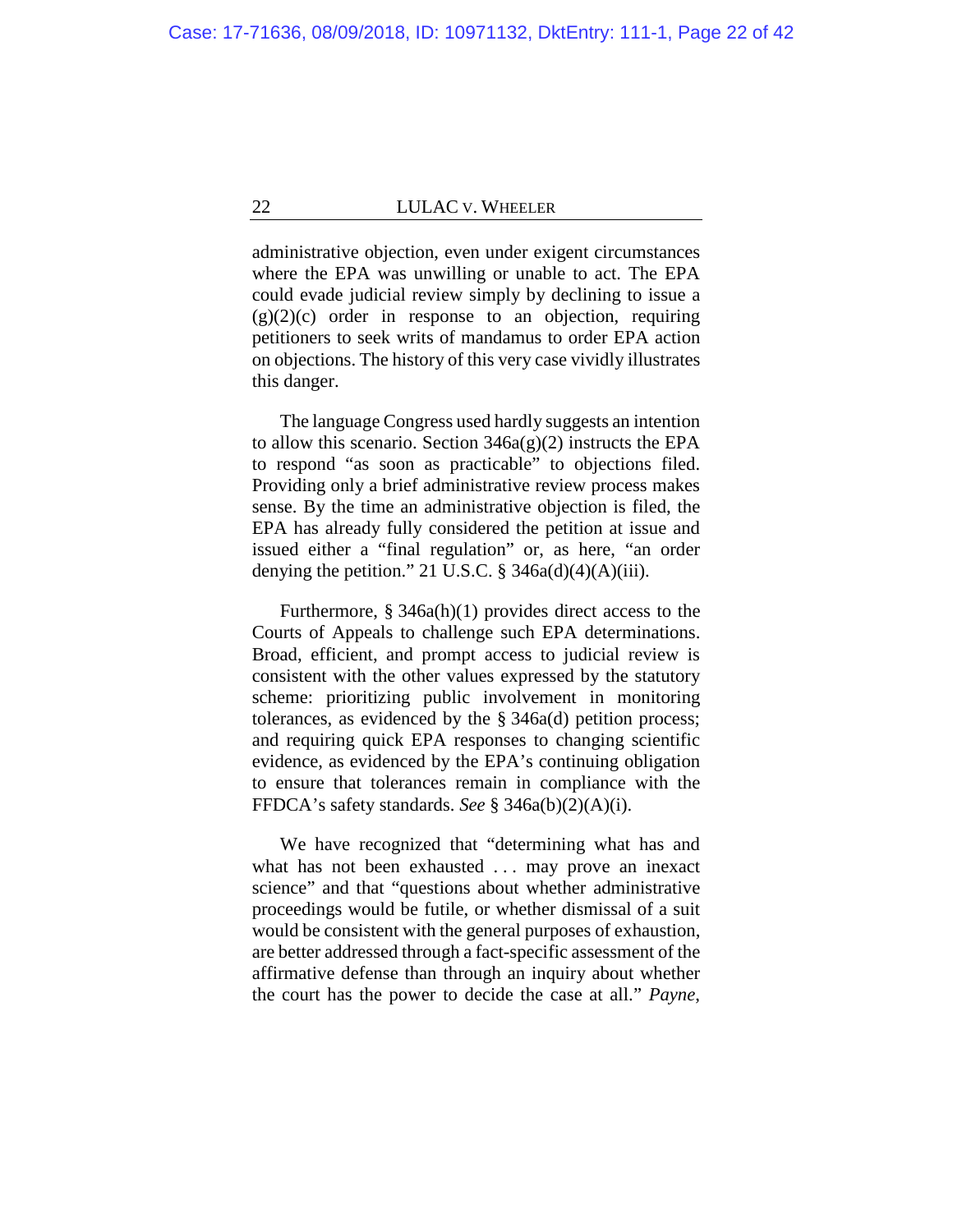administrative objection, even under exigent circumstances where the EPA was unwilling or unable to act. The EPA could evade judicial review simply by declining to issue a (g)(2)(c) order in response to an objection, requiring petitioners to seek writs of mandamus to order EPA action on objections. The history of this very case vividly illustrates this danger.

The language Congress used hardly suggests an intention to allow this scenario. Section 346a(g)(2) instructs the EPA to respond "as soon as practicable" to objections filed. Providing only a brief administrative review process makes sense. By the time an administrative objection is filed, the EPA has already fully considered the petition at issue and issued either a "final regulation" or, as here, "an order denying the petition." 21 U.S.C. § 346a(d)(4)(A)(iii).

Furthermore, § 346a(h)(1) provides direct access to the Courts of Appeals to challenge such EPA determinations. Broad, efficient, and prompt access to judicial review is consistent with the other values expressed by the statutory scheme: prioritizing public involvement in monitoring tolerances, as evidenced by the § 346a(d) petition process; and requiring quick EPA responses to changing scientific evidence, as evidenced by the EPA's continuing obligation to ensure that tolerances remain in compliance with the FFDCA's safety standards. *See* § 346a(b)(2)(A)(i).

We have recognized that "determining what has and what has not been exhausted . . . may prove an inexact science" and that "questions about whether administrative proceedings would be futile, or whether dismissal of a suit would be consistent with the general purposes of exhaustion, are better addressed through a fact-specific assessment of the affirmative defense than through an inquiry about whether the court has the power to decide the case at all." *Payne*,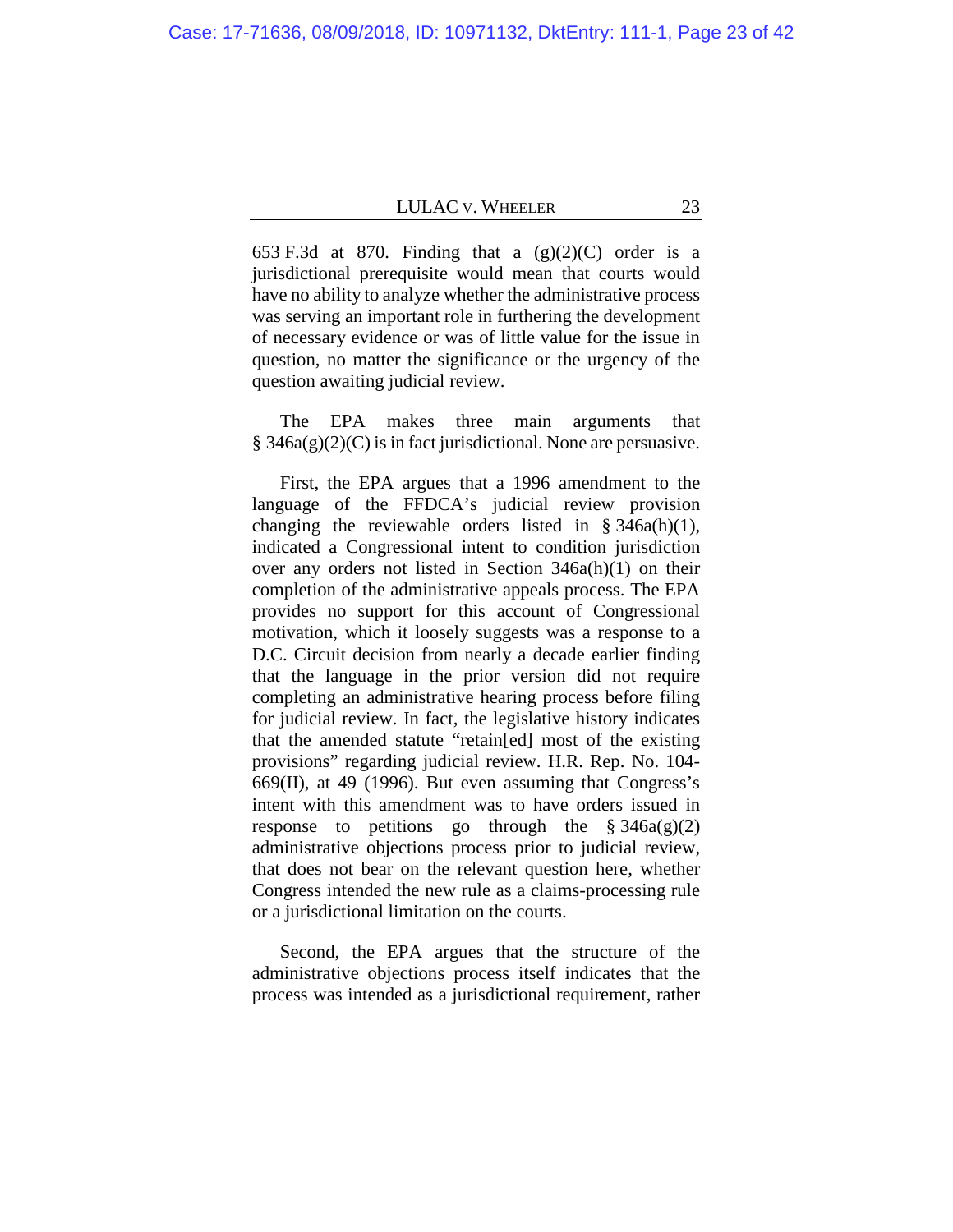653 F.3d at 870. Finding that a (g)(2)(C) order is a jurisdictional prerequisite would mean that courts would have no ability to analyze whether the administrative process was serving an important role in furthering the development of necessary evidence or was of little value for the issue in question, no matter the significance or the urgency of the question awaiting judicial review.

The EPA makes three main arguments that § 346a(g)(2)(C) is in fact jurisdictional. None are persuasive.

First, the EPA argues that a 1996 amendment to the language of the FFDCA's judicial review provision changing the reviewable orders listed in § 346a(h)(1), indicated a Congressional intent to condition jurisdiction over any orders not listed in Section 346a(h)(1) on their completion of the administrative appeals process. The EPA provides no support for this account of Congressional motivation, which it loosely suggests was a response to a D.C. Circuit decision from nearly a decade earlier finding that the language in the prior version did not require completing an administrative hearing process before filing for judicial review. In fact, the legislative history indicates that the amended statute "retain[ed] most of the existing provisions" regarding judicial review. H.R. Rep. No. 104-669(II), at 49 (1996). But even assuming that Congress's intent with this amendment was to have orders issued in response to petitions go through the § 346a(g)(2) administrative objections process prior to judicial review, that does not bear on the relevant question here, whether Congress intended the new rule as a claims-processing rule or a jurisdictional limitation on the courts.

Second, the EPA argues that the structure of the administrative objections process itself indicates that the process was intended as a jurisdictional requirement, rather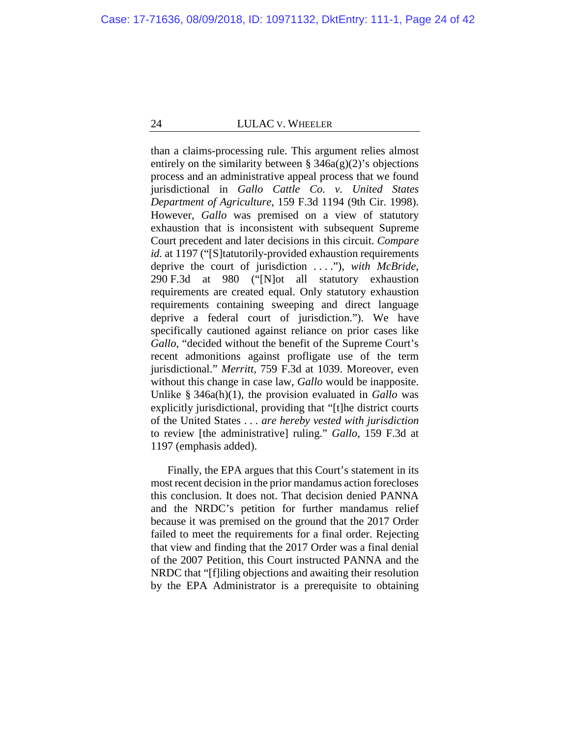than a claims-processing rule. This argument relies almost entirely on the similarity between § 346a(g)(2)'s objections process and an administrative appeal process that we found jurisdictional in *Gallo Cattle Co. v. United States Department of Agriculture*, 159 F.3d 1194 (9th Cir. 1998). However, *Gallo* was premised on a view of statutory exhaustion that is inconsistent with subsequent Supreme Court precedent and later decisions in this circuit. *Compare id.* at 1197 ("[S]tatutorily-provided exhaustion requirements deprive the court of jurisdiction . . . ."), *with McBride*, 290 F.3d at 980 ("[N]ot all statutory exhaustion requirements are created equal. Only statutory exhaustion requirements containing sweeping and direct language deprive a federal court of jurisdiction."). We have specifically cautioned against reliance on prior cases like *Gallo*, "decided without the benefit of the Supreme Court's recent admonitions against profligate use of the term jurisdictional." *Merritt*, 759 F.3d at 1039. Moreover, even without this change in case law, *Gallo* would be inapposite. Unlike § 346a(h)(1), the provision evaluated in *Gallo* was explicitly jurisdictional, providing that "[t]he district courts of the United States . . . *are hereby vested with jurisdiction* to review [the administrative] ruling." *Gallo*, 159 F.3d at 1197 (emphasis added).

Finally, the EPA argues that this Court's statement in its most recent decision in the prior mandamus action forecloses this conclusion. It does not. That decision denied PANNA and the NRDC's petition for further mandamus relief because it was premised on the ground that the 2017 Order failed to meet the requirements for a final order. Rejecting that view and finding that the 2017 Order was a final denial of the 2007 Petition, this Court instructed PANNA and the NRDC that "[f]iling objections and awaiting their resolution by the EPA Administrator is a prerequisite to obtaining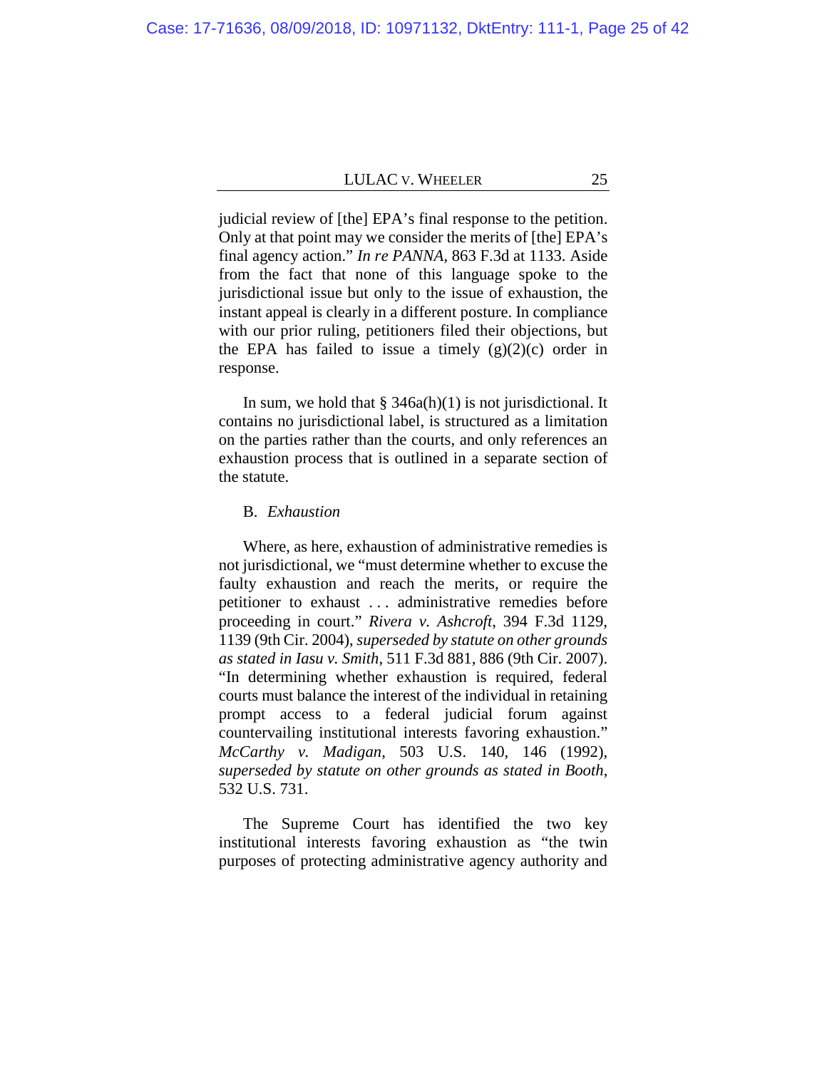judicial review of [the] EPA's final response to the petition. Only at that point may we consider the merits of [the] EPA's final agency action." *In re PANNA*, 863 F.3d at 1133. Aside from the fact that none of this language spoke to the jurisdictional issue but only to the issue of exhaustion, the instant appeal is clearly in a different posture. In compliance with our prior ruling, petitioners filed their objections, but the EPA has failed to issue a timely (g)(2)(c) order in response.

In sum, we hold that § 346a(h)(1) is not jurisdictional. It contains no jurisdictional label, is structured as a limitation on the parties rather than the courts, and only references an exhaustion process that is outlined in a separate section of the statute.

B. *Exhaustion*

Where, as here, exhaustion of administrative remedies is not jurisdictional, we "must determine whether to excuse the faulty exhaustion and reach the merits, or require the petitioner to exhaust . . . administrative remedies before proceeding in court." *Rivera v. Ashcroft*, 394 F.3d 1129, 1139 (9th Cir. 2004), *superseded by statute on other grounds as stated in Iasu v. Smith*, 511 F.3d 881, 886 (9th Cir. 2007). "In determining whether exhaustion is required, federal courts must balance the interest of the individual in retaining prompt access to a federal judicial forum against countervailing institutional interests favoring exhaustion." *McCarthy v. Madigan*, 503 U.S. 140, 146 (1992), *superseded by statute on other grounds as stated in Booth*, 532 U.S. 731.

The Supreme Court has identified the two key institutional interests favoring exhaustion as "the twin purposes of protecting administrative agency authority and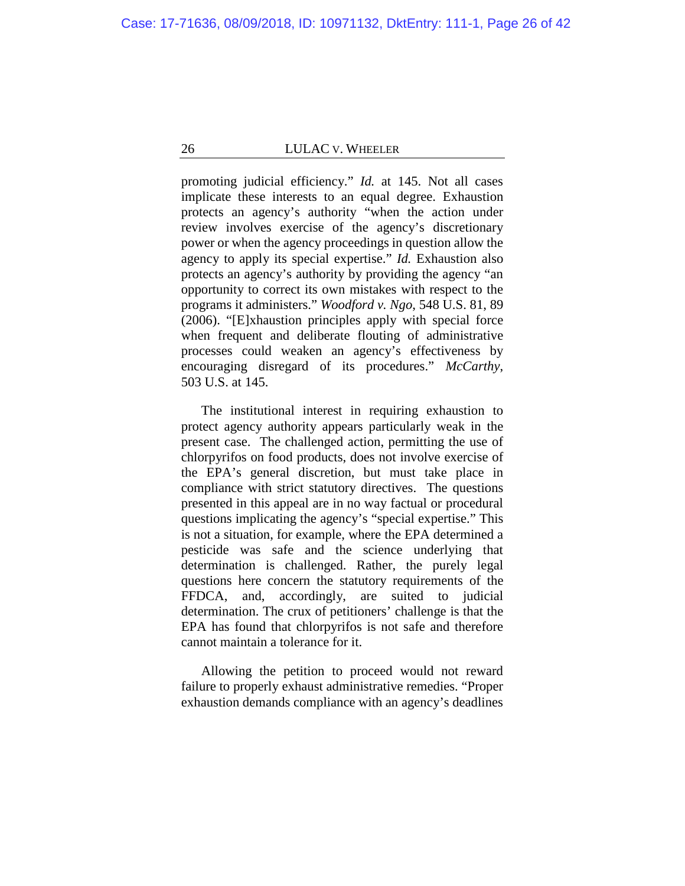promoting judicial efficiency." *Id.* at 145. Not all cases implicate these interests to an equal degree. Exhaustion protects an agency's authority "when the action under review involves exercise of the agency's discretionary power or when the agency proceedings in question allow the agency to apply its special expertise." *Id.* Exhaustion also protects an agency's authority by providing the agency "an opportunity to correct its own mistakes with respect to the programs it administers." *Woodford v. Ngo*, 548 U.S. 81, 89 (2006). "[E]xhaustion principles apply with special force when frequent and deliberate flouting of administrative processes could weaken an agency's effectiveness by encouraging disregard of its procedures." *McCarthy*, 503 U.S. at 145.

The institutional interest in requiring exhaustion to protect agency authority appears particularly weak in the present case. The challenged action, permitting the use of chlorpyrifos on food products, does not involve exercise of the EPA's general discretion, but must take place in compliance with strict statutory directives. The questions presented in this appeal are in no way factual or procedural questions implicating the agency's "special expertise." This is not a situation, for example, where the EPA determined a pesticide was safe and the science underlying that determination is challenged. Rather, the purely legal questions here concern the statutory requirements of the FFDCA, and, accordingly, are suited to judicial determination. The crux of petitioners' challenge is that the EPA has found that chlorpyrifos is not safe and therefore cannot maintain a tolerance for it.

Allowing the petition to proceed would not reward failure to properly exhaust administrative remedies. "Proper exhaustion demands compliance with an agency's deadlines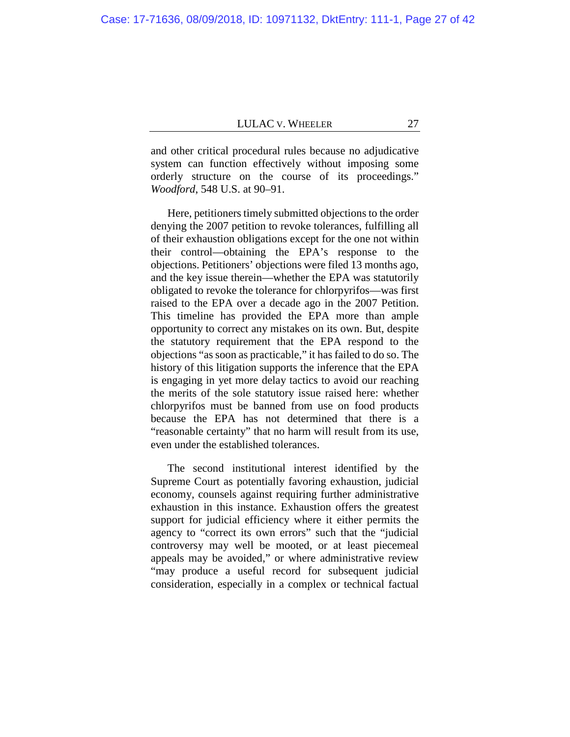and other critical procedural rules because no adjudicative system can function effectively without imposing some orderly structure on the course of its proceedings." *Woodford*, 548 U.S. at 90–91.

Here, petitioners timely submitted objections to the order denying the 2007 petition to revoke tolerances, fulfilling all of their exhaustion obligations except for the one not within their control—obtaining the EPA's response to the objections. Petitioners' objections were filed 13 months ago, and the key issue therein—whether the EPA was statutorily obligated to revoke the tolerance for chlorpyrifos—was first raised to the EPA over a decade ago in the 2007 Petition. This timeline has provided the EPA more than ample opportunity to correct any mistakes on its own. But, despite the statutory requirement that the EPA respond to the objections "as soon as practicable," it has failed to do so. The history of this litigation supports the inference that the EPA is engaging in yet more delay tactics to avoid our reaching the merits of the sole statutory issue raised here: whether chlorpyrifos must be banned from use on food products because the EPA has not determined that there is a "reasonable certainty" that no harm will result from its use, even under the established tolerances.

The second institutional interest identified by the Supreme Court as potentially favoring exhaustion, judicial economy, counsels against requiring further administrative exhaustion in this instance. Exhaustion offers the greatest support for judicial efficiency where it either permits the agency to "correct its own errors" such that the "judicial controversy may well be mooted, or at least piecemeal appeals may be avoided," or where administrative review "may produce a useful record for subsequent judicial consideration, especially in a complex or technical factual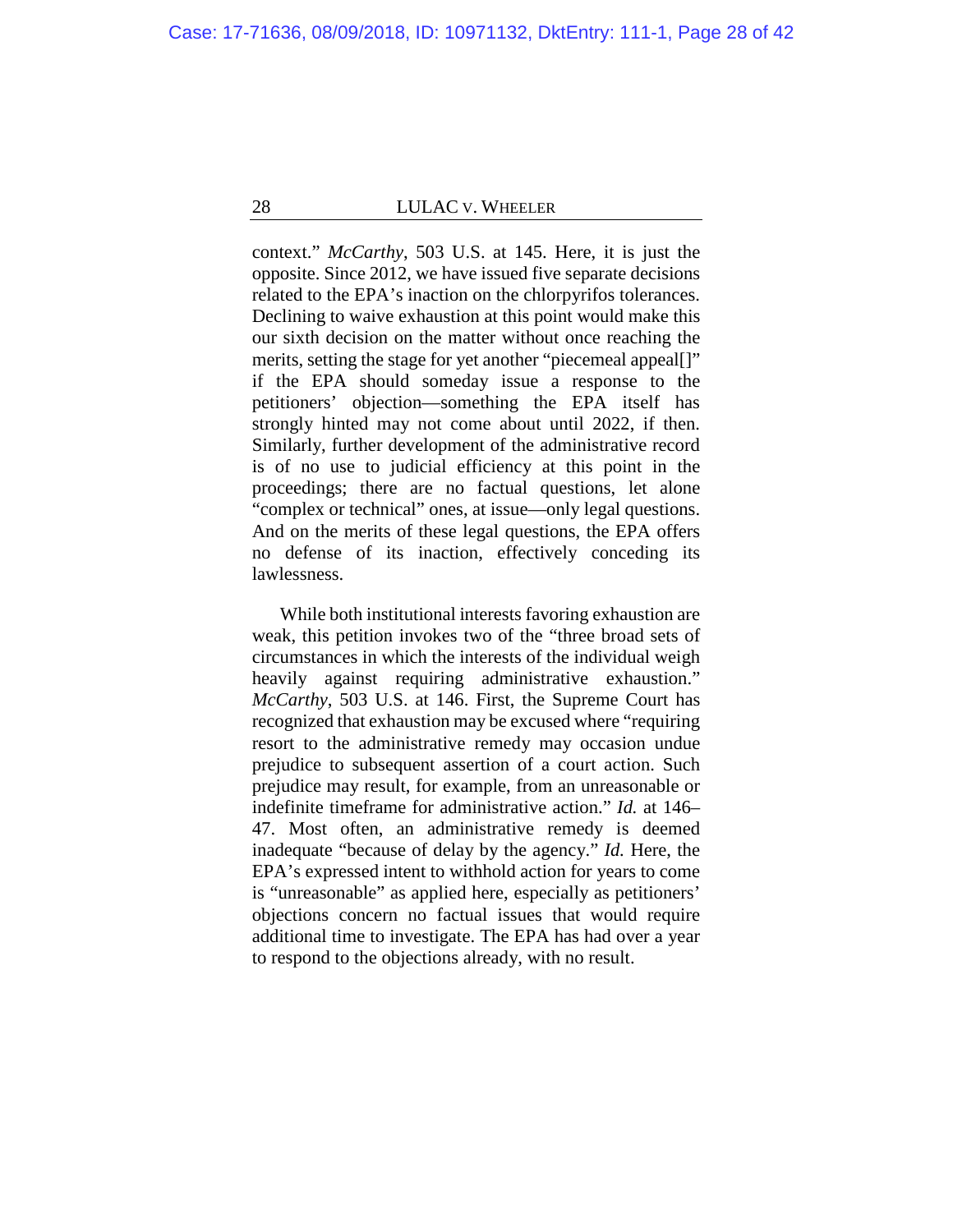context." *McCarthy*, 503 U.S. at 145. Here, it is just the opposite. Since 2012, we have issued five separate decisions related to the EPA's inaction on the chlorpyrifos tolerances. Declining to waive exhaustion at this point would make this our sixth decision on the matter without once reaching the merits, setting the stage for yet another "piecemeal appeal[]" if the EPA should someday issue a response to the petitioners' objection—something the EPA itself has strongly hinted may not come about until 2022, if then. Similarly, further development of the administrative record is of no use to judicial efficiency at this point in the proceedings; there are no factual questions, let alone "complex or technical" ones, at issue—only legal questions. And on the merits of these legal questions, the EPA offers no defense of its inaction, effectively conceding its lawlessness.

While both institutional interests favoring exhaustion are weak, this petition invokes two of the "three broad sets of circumstances in which the interests of the individual weigh heavily against requiring administrative exhaustion." *McCarthy*, 503 U.S. at 146. First, the Supreme Court has recognized that exhaustion may be excused where "requiring resort to the administrative remedy may occasion undue prejudice to subsequent assertion of a court action. Such prejudice may result, for example, from an unreasonable or indefinite timeframe for administrative action." *Id.* at 146–47. Most often, an administrative remedy is deemed inadequate "because of delay by the agency." *Id.* Here, the EPA's expressed intent to withhold action for years to come is "unreasonable" as applied here, especially as petitioners' objections concern no factual issues that would require additional time to investigate. The EPA has had over a year to respond to the objections already, with no result.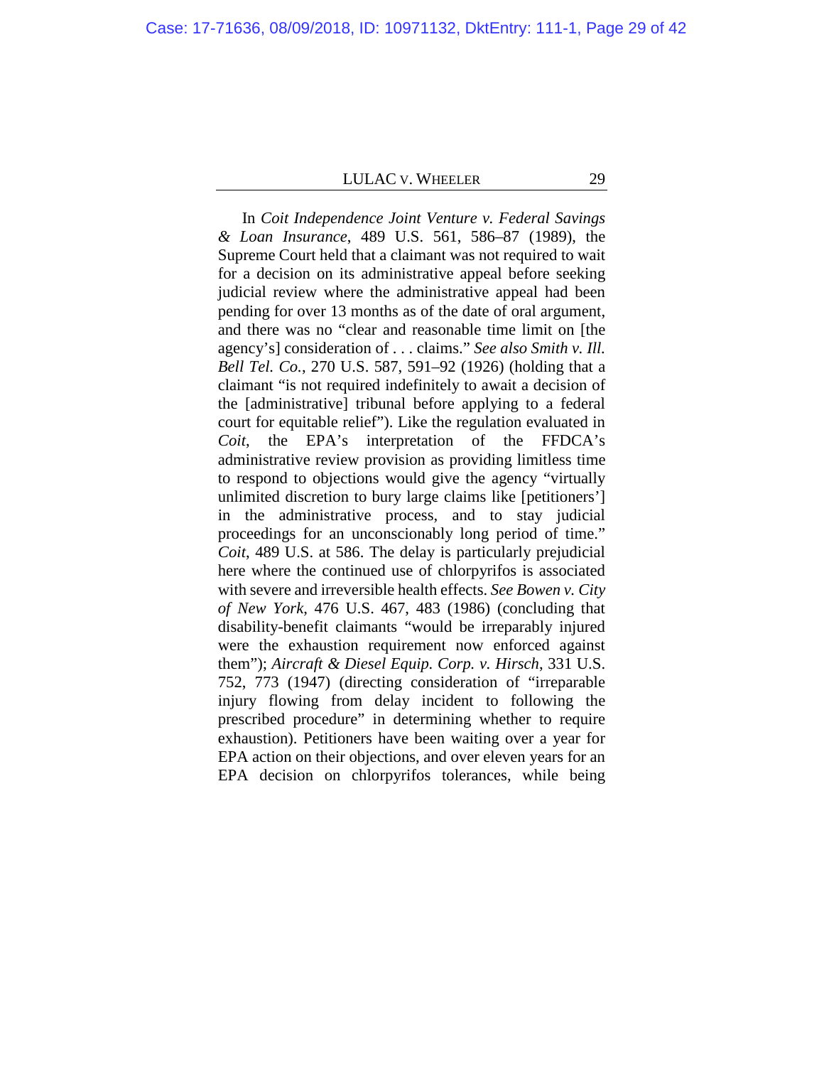In *Coit Independence Joint Venture v. Federal Savings & Loan Insurance*, 489 U.S. 561, 586–87 (1989), the Supreme Court held that a claimant was not required to wait for a decision on its administrative appeal before seeking judicial review where the administrative appeal had been pending for over 13 months as of the date of oral argument, and there was no "clear and reasonable time limit on [the agency's] consideration of . . . claims." *See also Smith v. Ill. Bell Tel. Co.*, 270 U.S. 587, 591–92 (1926) (holding that a claimant "is not required indefinitely to await a decision of the [administrative] tribunal before applying to a federal court for equitable relief"). Like the regulation evaluated in *Coit*, the EPA's interpretation of the FFDCA's administrative review provision as providing limitless time to respond to objections would give the agency "virtually unlimited discretion to bury large claims like [petitioners'] in the administrative process, and to stay judicial proceedings for an unconscionably long period of time." *Coit*, 489 U.S. at 586. The delay is particularly prejudicial here where the continued use of chlorpyrifos is associated with severe and irreversible health effects. *See Bowen v. City of New York*, 476 U.S. 467, 483 (1986) (concluding that disability-benefit claimants "would be irreparably injured were the exhaustion requirement now enforced against them"); *Aircraft & Diesel Equip. Corp. v. Hirsch*, 331 U.S. 752, 773 (1947) (directing consideration of "irreparable injury flowing from delay incident to following the prescribed procedure" in determining whether to require exhaustion). Petitioners have been waiting over a year for EPA action on their objections, and over eleven years for an EPA decision on chlorpyrifos tolerances, while being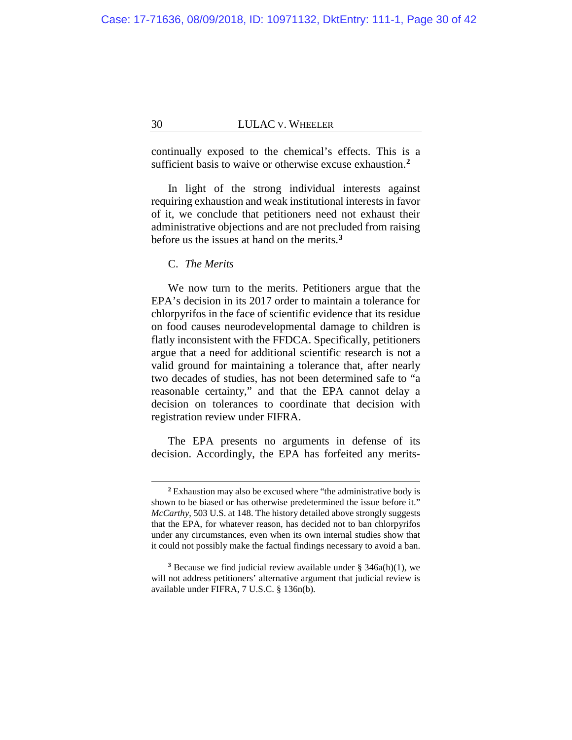continually exposed to the chemical's effects. This is a sufficient basis to waive or otherwise excuse exhaustion.[2]

In light of the strong individual interests against requiring exhaustion and weak institutional interests in favor of it, we conclude that petitioners need not exhaust their administrative objections and are not precluded from raising before us the issues at hand on the merits.[3]

C. *The Merits*

We now turn to the merits. Petitioners argue that the EPA's decision in its 2017 order to maintain a tolerance for chlorpyrifos in the face of scientific evidence that its residue on food causes neurodevelopmental damage to children is flatly inconsistent with the FFDCA. Specifically, petitioners argue that a need for additional scientific research is not a valid ground for maintaining a tolerance that, after nearly two decades of studies, has not been determined safe to "a reasonable certainty," and that the EPA cannot delay a decision on tolerances to coordinate that decision with registration review under FIFRA.

The EPA presents no arguments in defense of its decision. Accordingly, the EPA has forfeited any merits-

---

[2] Exhaustion may also be excused where "the administrative body is shown to be biased or has otherwise predetermined the issue before it." *McCarthy*, 503 U.S. at 148. The history detailed above strongly suggests that the EPA, for whatever reason, has decided not to ban chlorpyrifos under any circumstances, even when its own internal studies show that it could not possibly make the factual findings necessary to avoid a ban.

[3] Because we find judicial review available under § 346a(h)(1), we will not address petitioners' alternative argument that judicial review is available under FIFRA, 7 U.S.C. § 136n(b).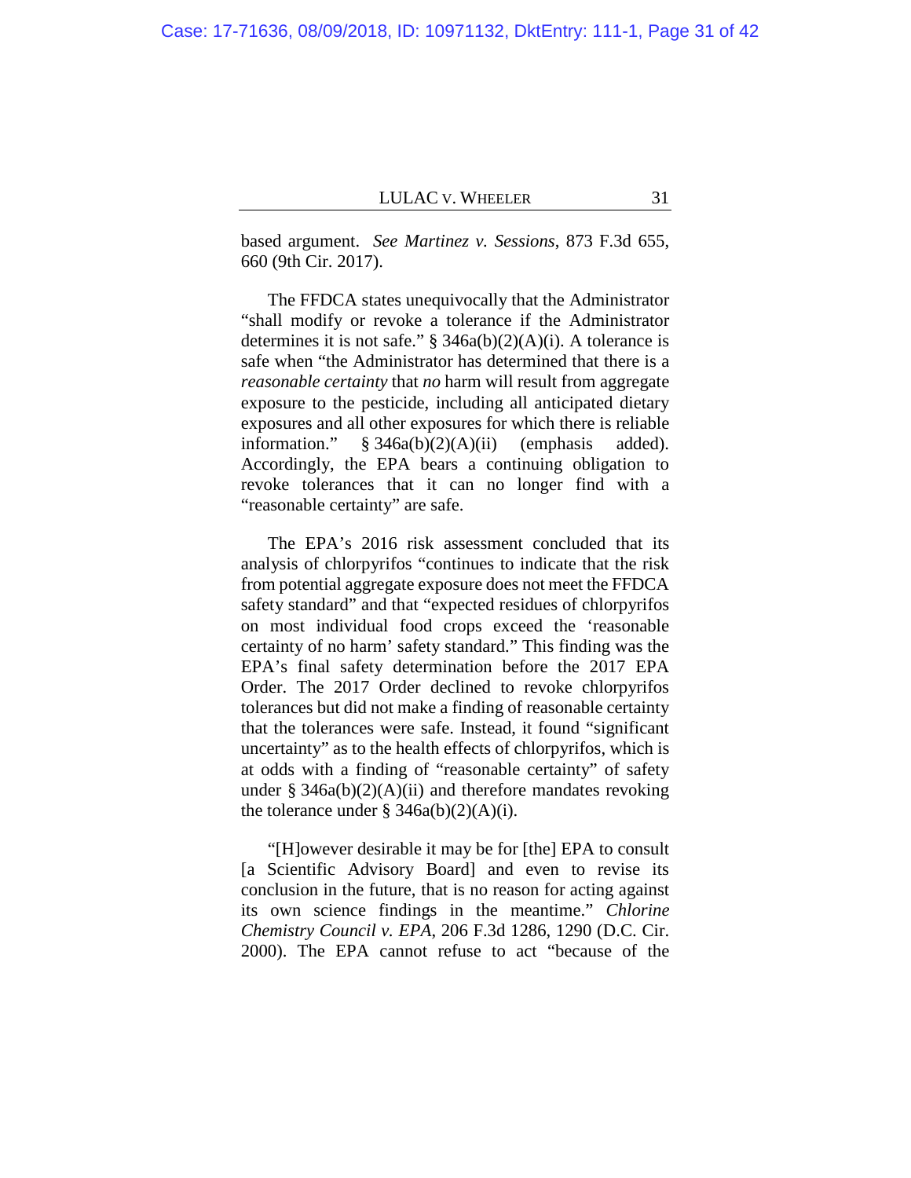based argument. *See Martinez v. Sessions*, 873 F.3d 655, 660 (9th Cir. 2017).

The FFDCA states unequivocally that the Administrator "shall modify or revoke a tolerance if the Administrator determines it is not safe." § 346a(b)(2)(A)(i). A tolerance is safe when "the Administrator has determined that there is a *reasonable certainty* that *no* harm will result from aggregate exposure to the pesticide, including all anticipated dietary exposures and all other exposures for which there is reliable information." § 346a(b)(2)(A)(ii) (emphasis added). Accordingly, the EPA bears a continuing obligation to revoke tolerances that it can no longer find with a "reasonable certainty" are safe.

The EPA's 2016 risk assessment concluded that its analysis of chlorpyrifos "continues to indicate that the risk from potential aggregate exposure does not meet the FFDCA safety standard" and that "expected residues of chlorpyrifos on most individual food crops exceed the 'reasonable certainty of no harm' safety standard." This finding was the EPA's final safety determination before the 2017 EPA Order. The 2017 Order declined to revoke chlorpyrifos tolerances but did not make a finding of reasonable certainty that the tolerances were safe. Instead, it found "significant uncertainty" as to the health effects of chlorpyrifos, which is at odds with a finding of "reasonable certainty" of safety under § 346a(b)(2)(A)(ii) and therefore mandates revoking the tolerance under § 346a(b)(2)(A)(i).

"[H]owever desirable it may be for [the] EPA to consult [a Scientific Advisory Board] and even to revise its conclusion in the future, that is no reason for acting against its own science findings in the meantime." *Chlorine Chemistry Council v. EPA*, 206 F.3d 1286, 1290 (D.C. Cir. 2000). The EPA cannot refuse to act "because of the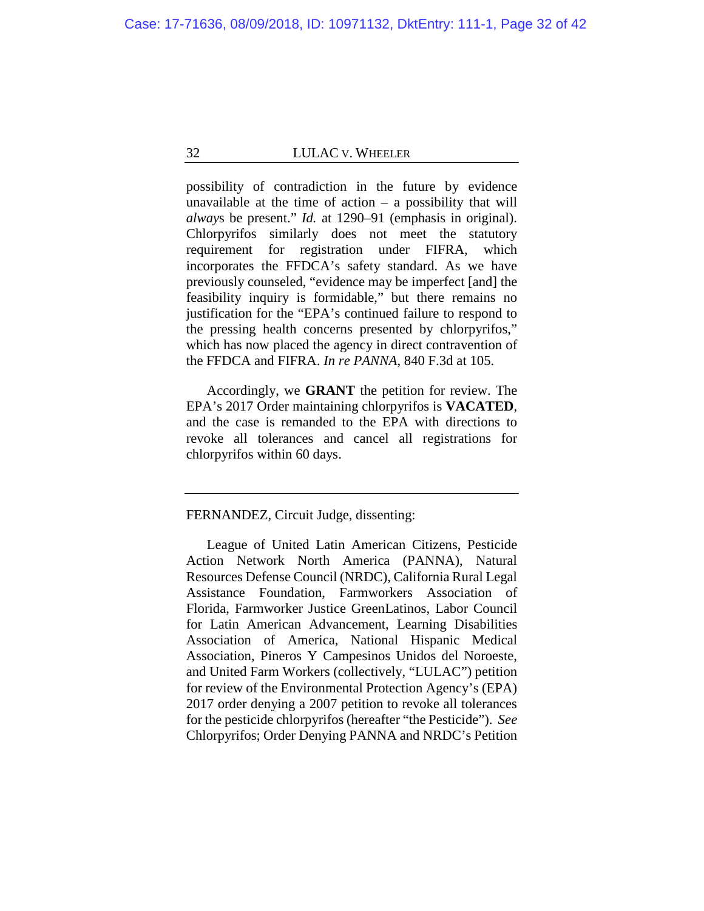possibility of contradiction in the future by evidence unavailable at the time of action – a possibility that will *always* be present." *Id.* at 1290–91 (emphasis in original). Chlorpyrifos similarly does not meet the statutory requirement for registration under FIFRA, which incorporates the FFDCA's safety standard. As we have previously counseled, "evidence may be imperfect [and] the feasibility inquiry is formidable," but there remains no justification for the "EPA's continued failure to respond to the pressing health concerns presented by chlorpyrifos," which has now placed the agency in direct contravention of the FFDCA and FIFRA. *In re PANNA*, 840 F.3d at 105.

Accordingly, we **GRANT** the petition for review. The EPA's 2017 Order maintaining chlorpyrifos is **VACATED**, and the case is remanded to the EPA with directions to revoke all tolerances and cancel all registrations for chlorpyrifos within 60 days.

---

FERNANDEZ, Circuit Judge, dissenting:

League of United Latin American Citizens, Pesticide Action Network North America (PANNA), Natural Resources Defense Council (NRDC), California Rural Legal Assistance Foundation, Farmworkers Association of Florida, Farmworker Justice GreenLatinos, Labor Council for Latin American Advancement, Learning Disabilities Association of America, National Hispanic Medical Association, Pineros Y Campesinos Unidos del Noroeste, and United Farm Workers (collectively, "LULAC") petition for review of the Environmental Protection Agency's (EPA) 2017 order denying a 2007 petition to revoke all tolerances for the pesticide chlorpyrifos (hereafter "the Pesticide"). *See* Chlorpyrifos; Order Denying PANNA and NRDC's Petition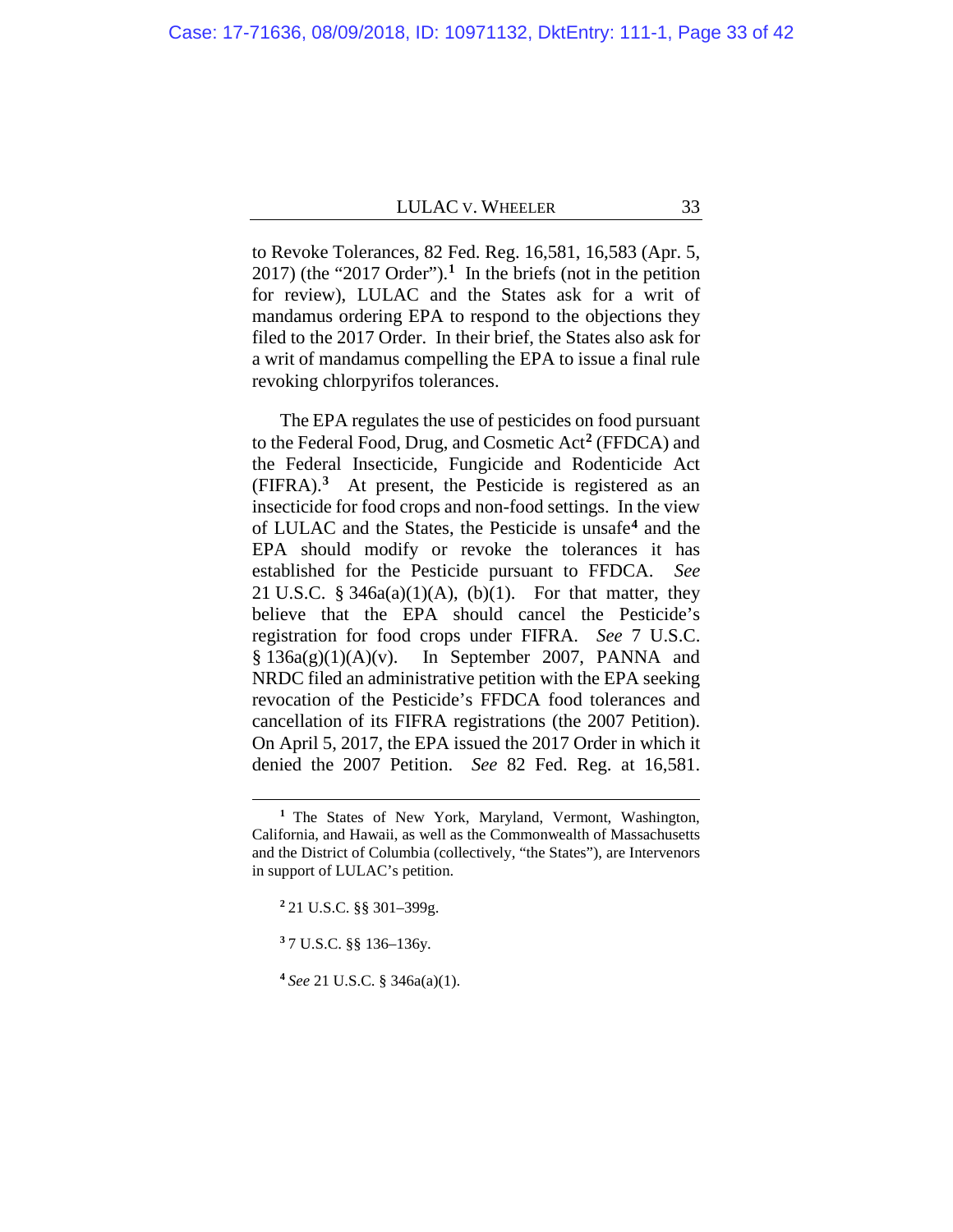to Revoke Tolerances, 82 Fed. Reg. 16,581, 16,583 (Apr. 5, 2017) (the "2017 Order").[1] In the briefs (not in the petition for review), LULAC and the States ask for a writ of mandamus ordering EPA to respond to the objections they filed to the 2017 Order. In their brief, the States also ask for a writ of mandamus compelling the EPA to issue a final rule revoking chlorpyrifos tolerances.

The EPA regulates the use of pesticides on food pursuant to the Federal Food, Drug, and Cosmetic Act[2] (FFDCA) and the Federal Insecticide, Fungicide and Rodenticide Act (FIFRA).[3] At present, the Pesticide is registered as an insecticide for food crops and non-food settings. In the view of LULAC and the States, the Pesticide is unsafe[4] and the EPA should modify or revoke the tolerances it has established for the Pesticide pursuant to FFDCA. *See* 21 U.S.C. § 346a(a)(1)(A), (b)(1). For that matter, they believe that the EPA should cancel the Pesticide's registration for food crops under FIFRA. *See* 7 U.S.C. § 136a(g)(1)(A)(v). In September 2007, PANNA and NRDC filed an administrative petition with the EPA seeking revocation of the Pesticide's FFDCA food tolerances and cancellation of its FIFRA registrations (the 2007 Petition). On April 5, 2017, the EPA issued the 2017 Order in which it denied the 2007 Petition. *See* 82 Fed. Reg. at 16,581.

---

[1] The States of New York, Maryland, Vermont, Washington, California, and Hawaii, as well as the Commonwealth of Massachusetts and the District of Columbia (collectively, "the States"), are Intervenors in support of LULAC's petition.

[2] 21 U.S.C. §§ 301–399g.

[3] 7 U.S.C. §§ 136–136y.

[4] *See* 21 U.S.C. § 346a(a)(1).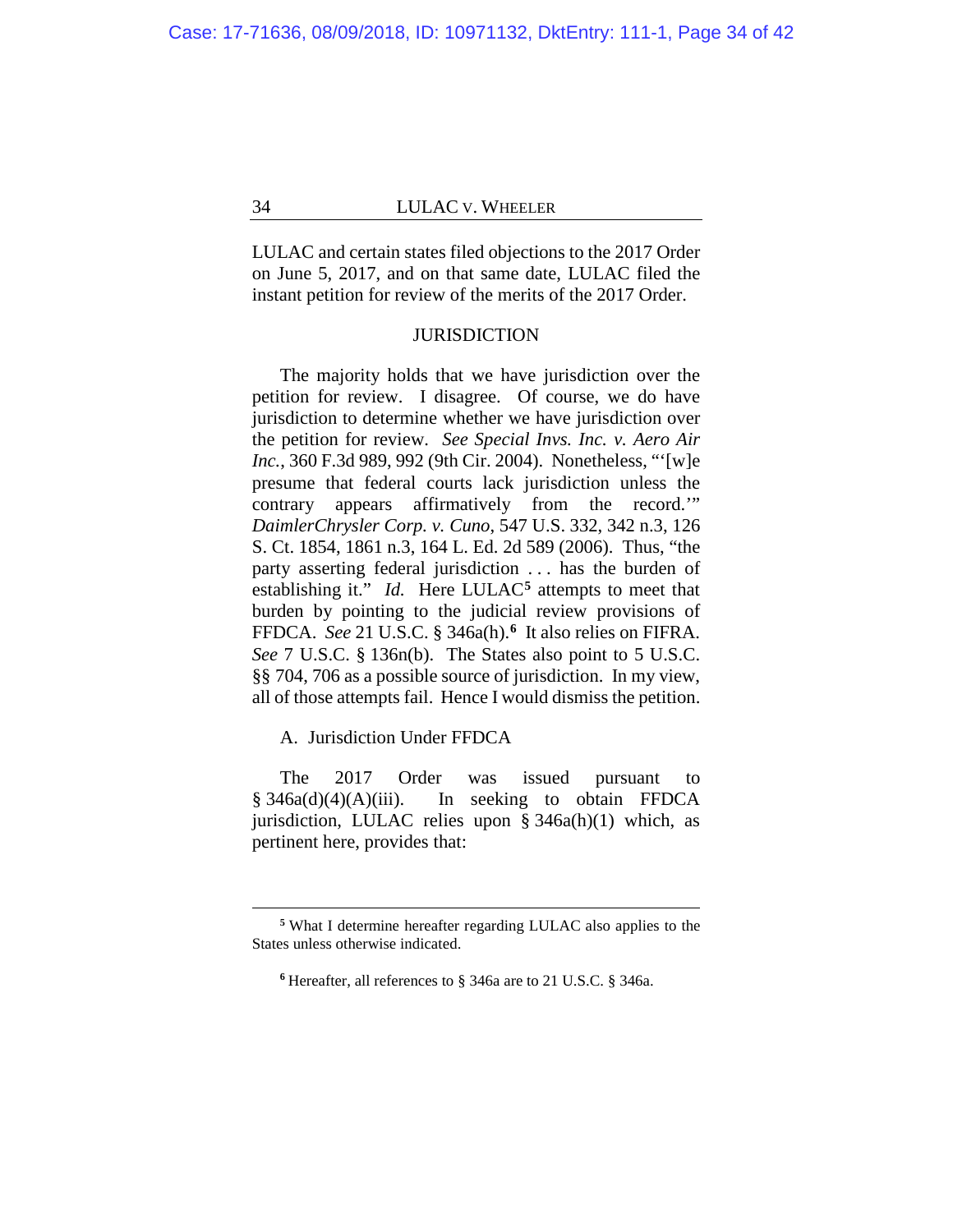LULAC and certain states filed objections to the 2017 Order on June 5, 2017, and on that same date, LULAC filed the instant petition for review of the merits of the 2017 Order.

## JURISDICTION

The majority holds that we have jurisdiction over the petition for review. I disagree. Of course, we do have jurisdiction to determine whether we have jurisdiction over the petition for review. *See Special Invs. Inc. v. Aero Air Inc.*, 360 F.3d 989, 992 (9th Cir. 2004). Nonetheless, "'[w]e presume that federal courts lack jurisdiction unless the contrary appears affirmatively from the record.'" *DaimlerChrysler Corp. v. Cuno*, 547 U.S. 332, 342 n.3, 126 S. Ct. 1854, 1861 n.3, 164 L. Ed. 2d 589 (2006). Thus, "the party asserting federal jurisdiction . . . has the burden of establishing it." *Id.* Here LULAC[5] attempts to meet that burden by pointing to the judicial review provisions of FFDCA. *See* 21 U.S.C. § 346a(h).[6] It also relies on FIFRA. *See* 7 U.S.C. § 136n(b). The States also point to 5 U.S.C. §§ 704, 706 as a possible source of jurisdiction. In my view, all of those attempts fail. Hence I would dismiss the petition.

### A. Jurisdiction Under FFDCA

The 2017 Order was issued pursuant to § 346a(d)(4)(A)(iii). In seeking to obtain FFDCA jurisdiction, LULAC relies upon § 346a(h)(1) which, as pertinent here, provides that:

---

[5] What I determine hereafter regarding LULAC also applies to the States unless otherwise indicated.

[6] Hereafter, all references to § 346a are to 21 U.S.C. § 346a.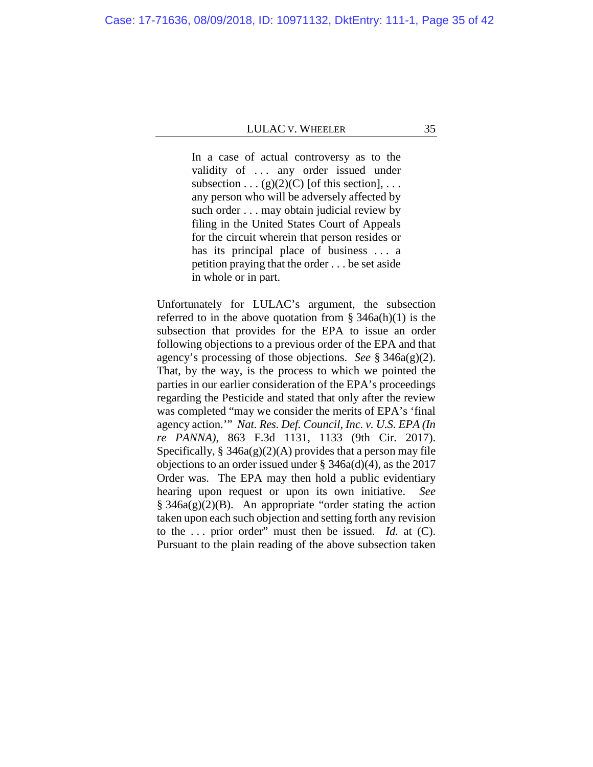> In a case of actual controversy as to the validity of . . . any order issued under subsection . . . (g)(2)(C) [of this section], . . . any person who will be adversely affected by such order . . . may obtain judicial review by filing in the United States Court of Appeals for the circuit wherein that person resides or has its principal place of business . . . a petition praying that the order . . . be set aside in whole or in part.

Unfortunately for LULAC's argument, the subsection referred to in the above quotation from § 346a(h)(1) is the subsection that provides for the EPA to issue an order following objections to a previous order of the EPA and that agency's processing of those objections. *See* § 346a(g)(2). That, by the way, is the process to which we pointed the parties in our earlier consideration of the EPA's proceedings regarding the Pesticide and stated that only after the review was completed "may we consider the merits of EPA's 'final agency action.'" *Nat. Res. Def. Council, Inc. v. U.S. EPA (In re PANNA)*, 863 F.3d 1131, 1133 (9th Cir. 2017). Specifically, § 346a(g)(2)(A) provides that a person may file objections to an order issued under § 346a(d)(4), as the 2017 Order was. The EPA may then hold a public evidentiary hearing upon request or upon its own initiative. *See* § 346a(g)(2)(B). An appropriate "order stating the action taken upon each such objection and setting forth any revision to the . . . prior order" must then be issued. *Id.* at (C). Pursuant to the plain reading of the above subsection taken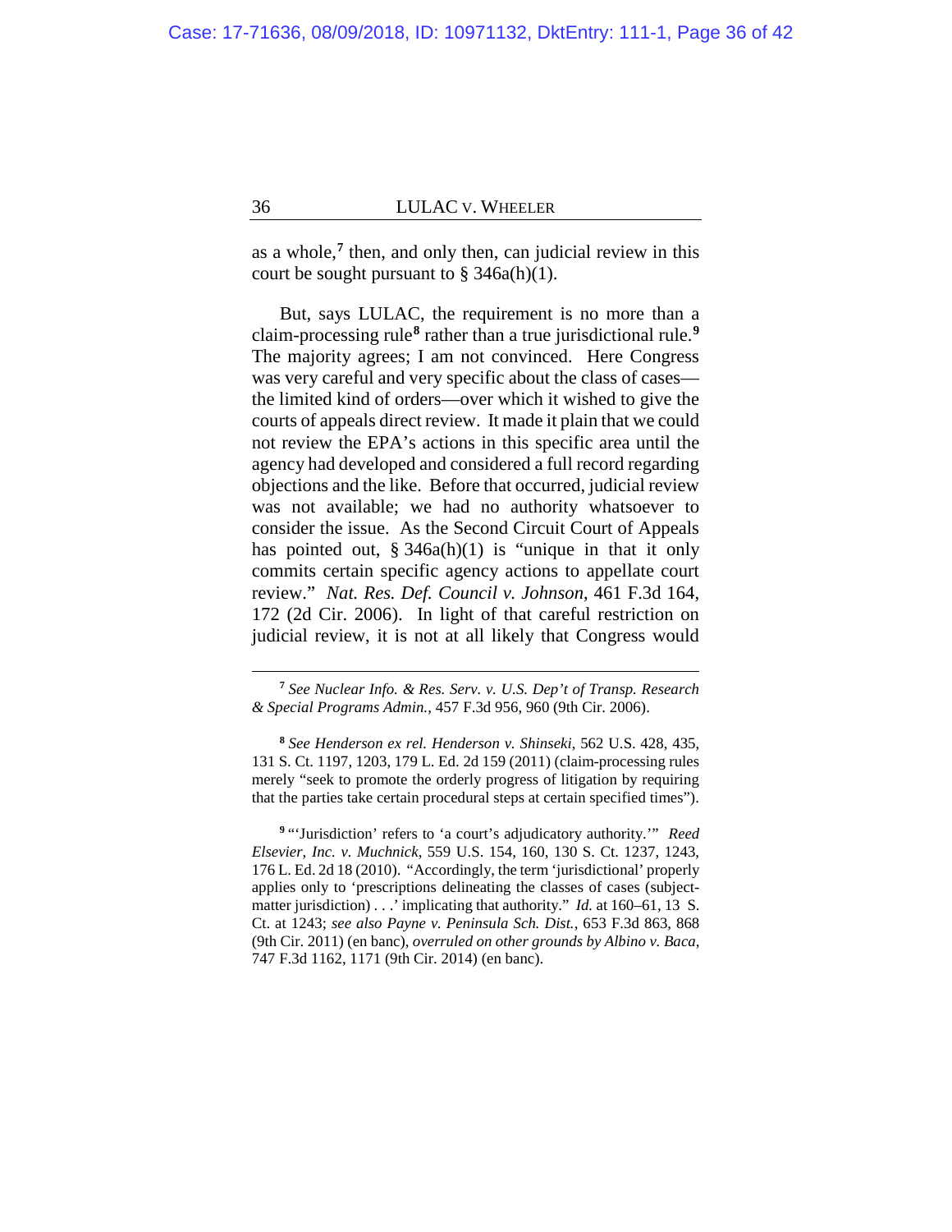as a whole,[7] then, and only then, can judicial review in this court be sought pursuant to § 346a(h)(1).

But, says LULAC, the requirement is no more than a claim-processing rule[8] rather than a true jurisdictional rule.[9] The majority agrees; I am not convinced. Here Congress was very careful and very specific about the class of cases—the limited kind of orders—over which it wished to give the courts of appeals direct review. It made it plain that we could not review the EPA's actions in this specific area until the agency had developed and considered a full record regarding objections and the like. Before that occurred, judicial review was not available; we had no authority whatsoever to consider the issue. As the Second Circuit Court of Appeals has pointed out, § 346a(h)(1) is "unique in that it only commits certain specific agency actions to appellate court review." *Nat. Res. Def. Council v. Johnson*, 461 F.3d 164, 172 (2d Cir. 2006). In light of that careful restriction on judicial review, it is not at all likely that Congress would

---

[7] *See Nuclear Info. & Res. Serv. v. U.S. Dep't of Transp. Research & Special Programs Admin.*, 457 F.3d 956, 960 (9th Cir. 2006).

[8] *See Henderson ex rel. Henderson v. Shinseki*, 562 U.S. 428, 435, 131 S. Ct. 1197, 1203, 179 L. Ed. 2d 159 (2011) (claim-processing rules merely "seek to promote the orderly progress of litigation by requiring that the parties take certain procedural steps at certain specified times").

[9] "'Jurisdiction' refers to 'a court's adjudicatory authority.'" *Reed Elsevier, Inc. v. Muchnick*, 559 U.S. 154, 160, 130 S. Ct. 1237, 1243, 176 L. Ed. 2d 18 (2010). "Accordingly, the term 'jurisdictional' properly applies only to 'prescriptions delineating the classes of cases (subject-matter jurisdiction) . . .' implicating that authority." *Id.* at 160–61, 13 S. Ct. at 1243; *see also Payne v. Peninsula Sch. Dist.*, 653 F.3d 863, 868 (9th Cir. 2011) (en banc), *overruled on other grounds by Albino v. Baca*, 747 F.3d 1162, 1171 (9th Cir. 2014) (en banc).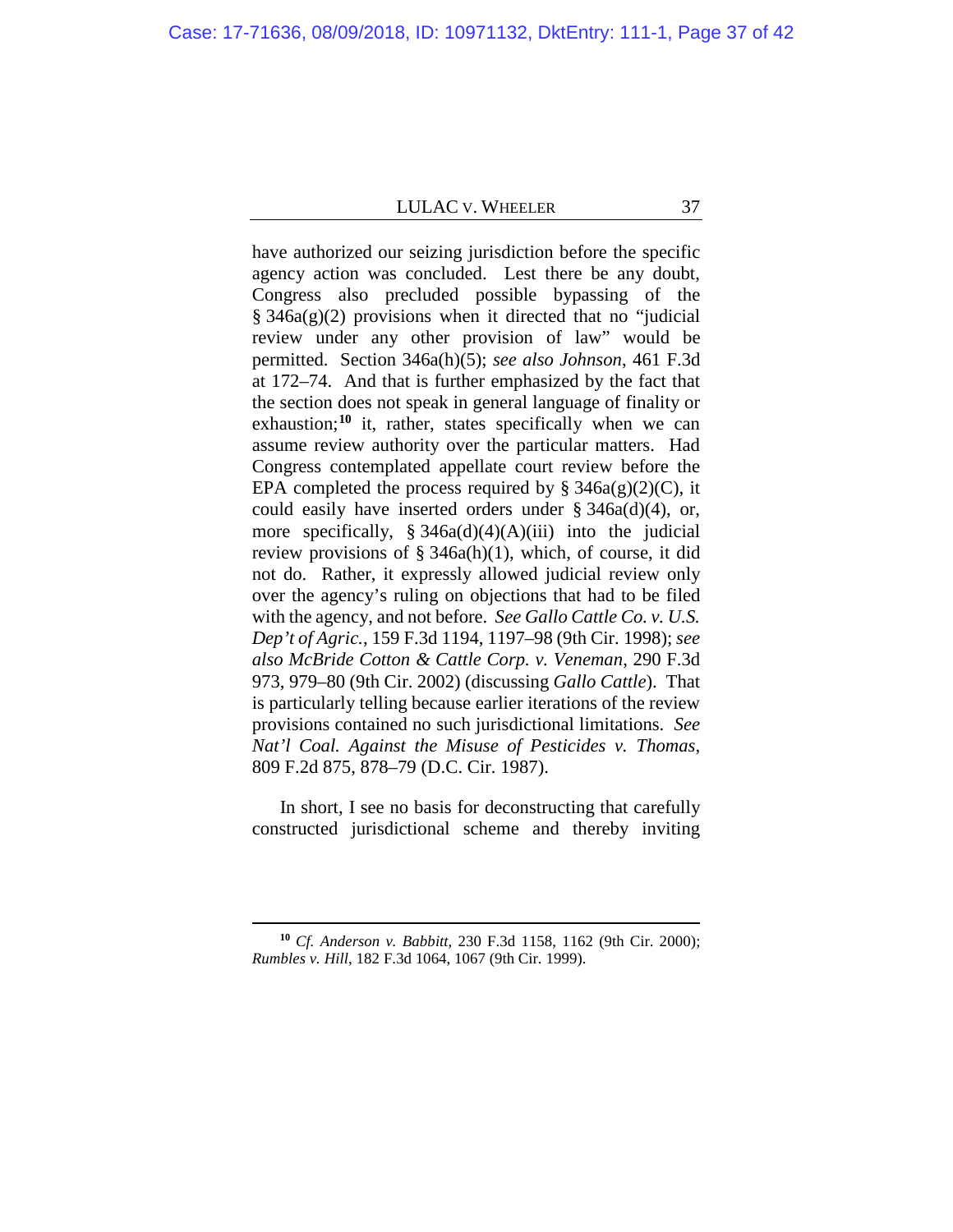have authorized our seizing jurisdiction before the specific agency action was concluded. Lest there be any doubt, Congress also precluded possible bypassing of the § 346a(g)(2) provisions when it directed that no "judicial review under any other provision of law" would be permitted. Section 346a(h)(5); *see also Johnson*, 461 F.3d at 172–74. And that is further emphasized by the fact that the section does not speak in general language of finality or exhaustion;[10] it, rather, states specifically when we can assume review authority over the particular matters. Had Congress contemplated appellate court review before the EPA completed the process required by § 346a(g)(2)(C), it could easily have inserted orders under § 346a(d)(4), or, more specifically, § 346a(d)(4)(A)(iii) into the judicial review provisions of § 346a(h)(1), which, of course, it did not do. Rather, it expressly allowed judicial review only over the agency's ruling on objections that had to be filed with the agency, and not before. *See Gallo Cattle Co. v. U.S. Dep't of Agric.*, 159 F.3d 1194, 1197–98 (9th Cir. 1998); *see also McBride Cotton & Cattle Corp. v. Veneman*, 290 F.3d 973, 979–80 (9th Cir. 2002) (discussing *Gallo Cattle*). That is particularly telling because earlier iterations of the review provisions contained no such jurisdictional limitations. *See Nat'l Coal. Against the Misuse of Pesticides v. Thomas*, 809 F.2d 875, 878–79 (D.C. Cir. 1987).

In short, I see no basis for deconstructing that carefully constructed jurisdictional scheme and thereby inviting

---

[10] *Cf. Anderson v. Babbitt*, 230 F.3d 1158, 1162 (9th Cir. 2000); *Rumbles v. Hill*, 182 F.3d 1064, 1067 (9th Cir. 1999).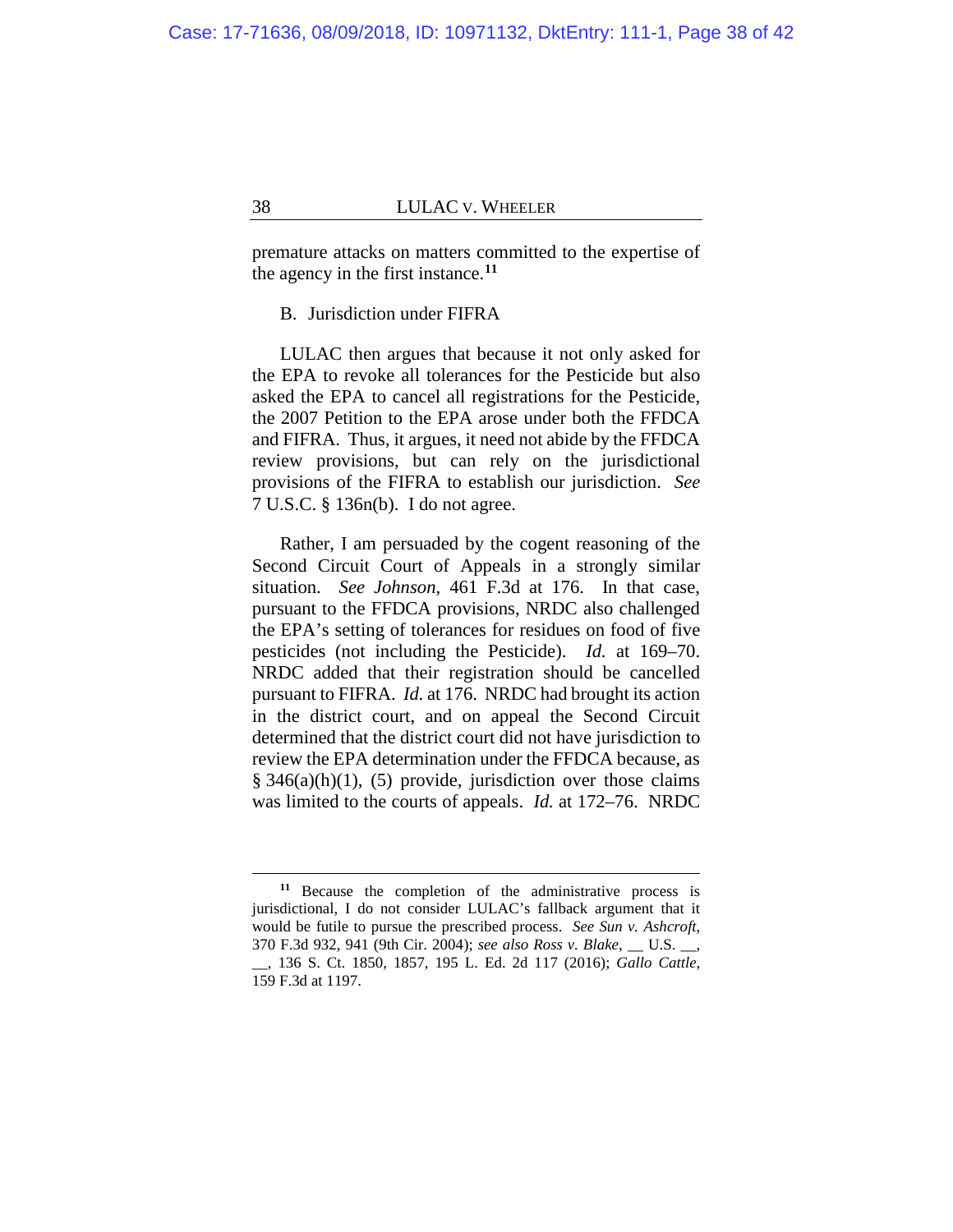premature attacks on matters committed to the expertise of the agency in the first instance.[11]

B. Jurisdiction under FIFRA

LULAC then argues that because it not only asked for the EPA to revoke all tolerances for the Pesticide but also asked the EPA to cancel all registrations for the Pesticide, the 2007 Petition to the EPA arose under both the FFDCA and FIFRA. Thus, it argues, it need not abide by the FFDCA review provisions, but can rely on the jurisdictional provisions of the FIFRA to establish our jurisdiction. *See* 7 U.S.C. § 136n(b). I do not agree.

Rather, I am persuaded by the cogent reasoning of the Second Circuit Court of Appeals in a strongly similar situation. *See Johnson*, 461 F.3d at 176. In that case, pursuant to the FFDCA provisions, NRDC also challenged the EPA's setting of tolerances for residues on food of five pesticides (not including the Pesticide). *Id.* at 169–70. NRDC added that their registration should be cancelled pursuant to FIFRA. *Id.* at 176. NRDC had brought its action in the district court, and on appeal the Second Circuit determined that the district court did not have jurisdiction to review the EPA determination under the FFDCA because, as § 346(a)(h)(1), (5) provide, jurisdiction over those claims was limited to the courts of appeals. *Id.* at 172–76. NRDC

---

[11] Because the completion of the administrative process is jurisdictional, I do not consider LULAC's fallback argument that it would be futile to pursue the prescribed process. *See Sun v. Ashcroft*, 370 F.3d 932, 941 (9th Cir. 2004); *see also Ross v. Blake*, __ U.S. __, __, 136 S. Ct. 1850, 1857, 195 L. Ed. 2d 117 (2016); *Gallo Cattle*, 159 F.3d at 1197.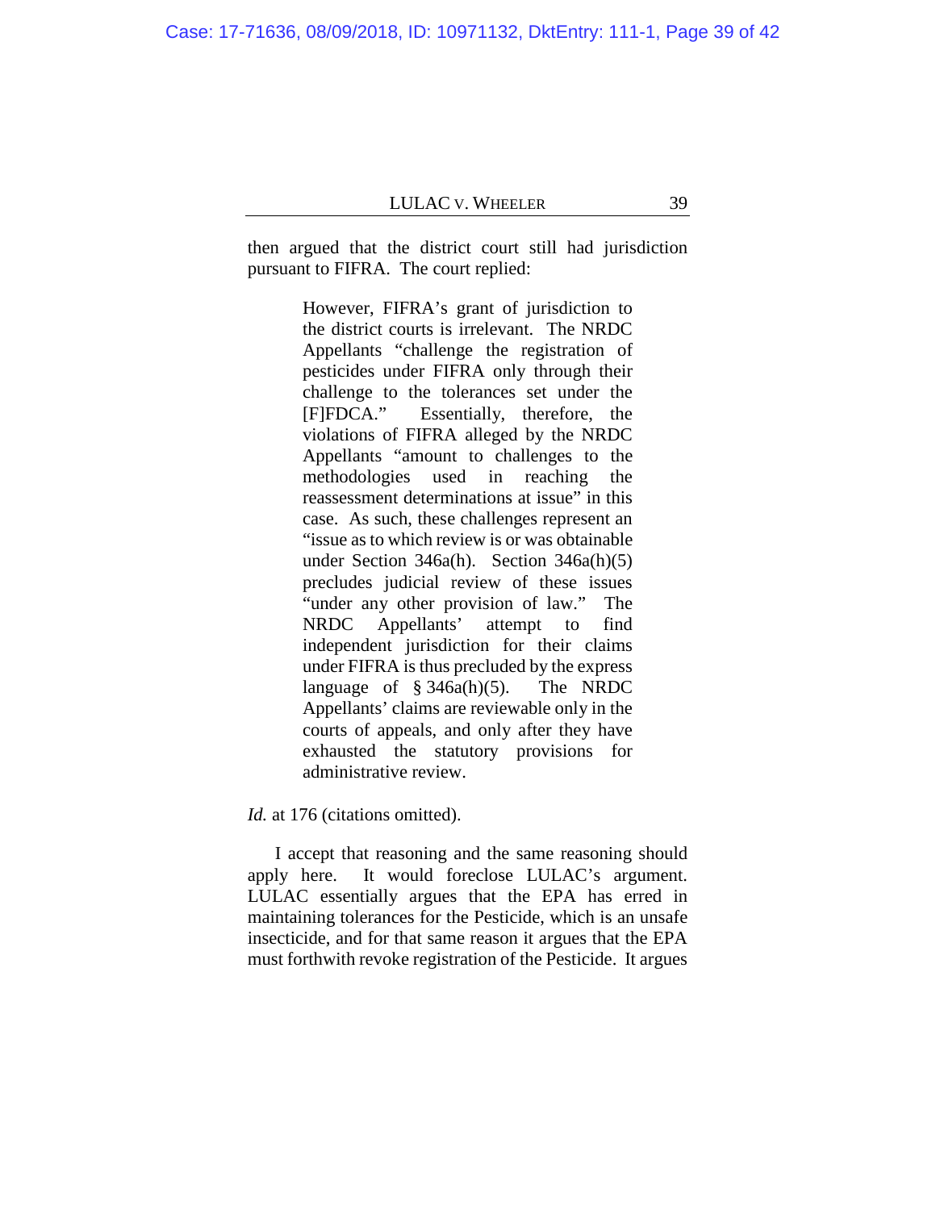then argued that the district court still had jurisdiction pursuant to FIFRA. The court replied:

> However, FIFRA's grant of jurisdiction to the district courts is irrelevant. The NRDC Appellants "challenge the registration of pesticides under FIFRA only through their challenge to the tolerances set under the [F]FDCA." Essentially, therefore, the violations of FIFRA alleged by the NRDC Appellants "amount to challenges to the methodologies used in reaching the reassessment determinations at issue" in this case. As such, these challenges represent an "issue as to which review is or was obtainable under Section 346a(h). Section 346a(h)(5) precludes judicial review of these issues "under any other provision of law." The NRDC Appellants' attempt to find independent jurisdiction for their claims under FIFRA is thus precluded by the express language of § 346a(h)(5). The NRDC Appellants' claims are reviewable only in the courts of appeals, and only after they have exhausted the statutory provisions for administrative review.

*Id.* at 176 (citations omitted).

I accept that reasoning and the same reasoning should apply here. It would foreclose LULAC's argument. LULAC essentially argues that the EPA has erred in maintaining tolerances for the Pesticide, which is an unsafe insecticide, and for that same reason it argues that the EPA must forthwith revoke registration of the Pesticide. It argues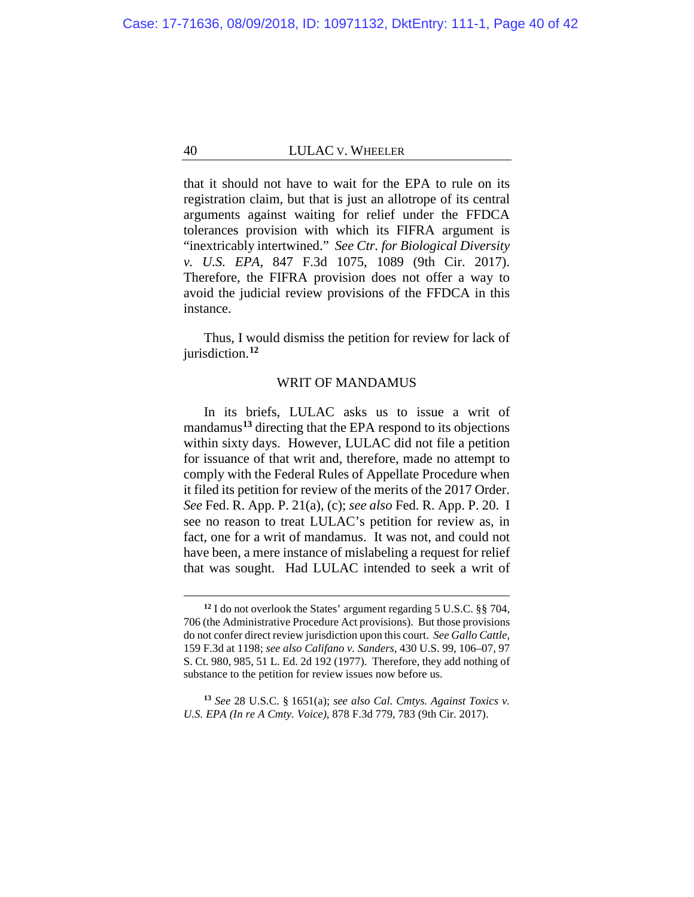that it should not have to wait for the EPA to rule on its registration claim, but that is just an allotrope of its central arguments against waiting for relief under the FFDCA tolerances provision with which its FIFRA argument is "inextricably intertwined." *See Ctr. for Biological Diversity v. U.S. EPA*, 847 F.3d 1075, 1089 (9th Cir. 2017). Therefore, the FIFRA provision does not offer a way to avoid the judicial review provisions of the FFDCA in this instance.

Thus, I would dismiss the petition for review for lack of jurisdiction.[12]

## WRIT OF MANDAMUS

In its briefs, LULAC asks us to issue a writ of mandamus[13] directing that the EPA respond to its objections within sixty days. However, LULAC did not file a petition for issuance of that writ and, therefore, made no attempt to comply with the Federal Rules of Appellate Procedure when it filed its petition for review of the merits of the 2017 Order. *See* Fed. R. App. P. 21(a), (c); *see also* Fed. R. App. P. 20. I see no reason to treat LULAC's petition for review as, in fact, one for a writ of mandamus. It was not, and could not have been, a mere instance of mislabeling a request for relief that was sought. Had LULAC intended to seek a writ of

---

[12] I do not overlook the States' argument regarding 5 U.S.C. §§ 704, 706 (the Administrative Procedure Act provisions). But those provisions do not confer direct review jurisdiction upon this court. *See Gallo Cattle*, 159 F.3d at 1198; *see also Califano v. Sanders*, 430 U.S. 99, 106–07, 97 S. Ct. 980, 985, 51 L. Ed. 2d 192 (1977). Therefore, they add nothing of substance to the petition for review issues now before us.

[13] *See* 28 U.S.C. § 1651(a); *see also Cal. Cmtys. Against Toxics v. U.S. EPA (In re A Cmty. Voice)*, 878 F.3d 779, 783 (9th Cir. 2017).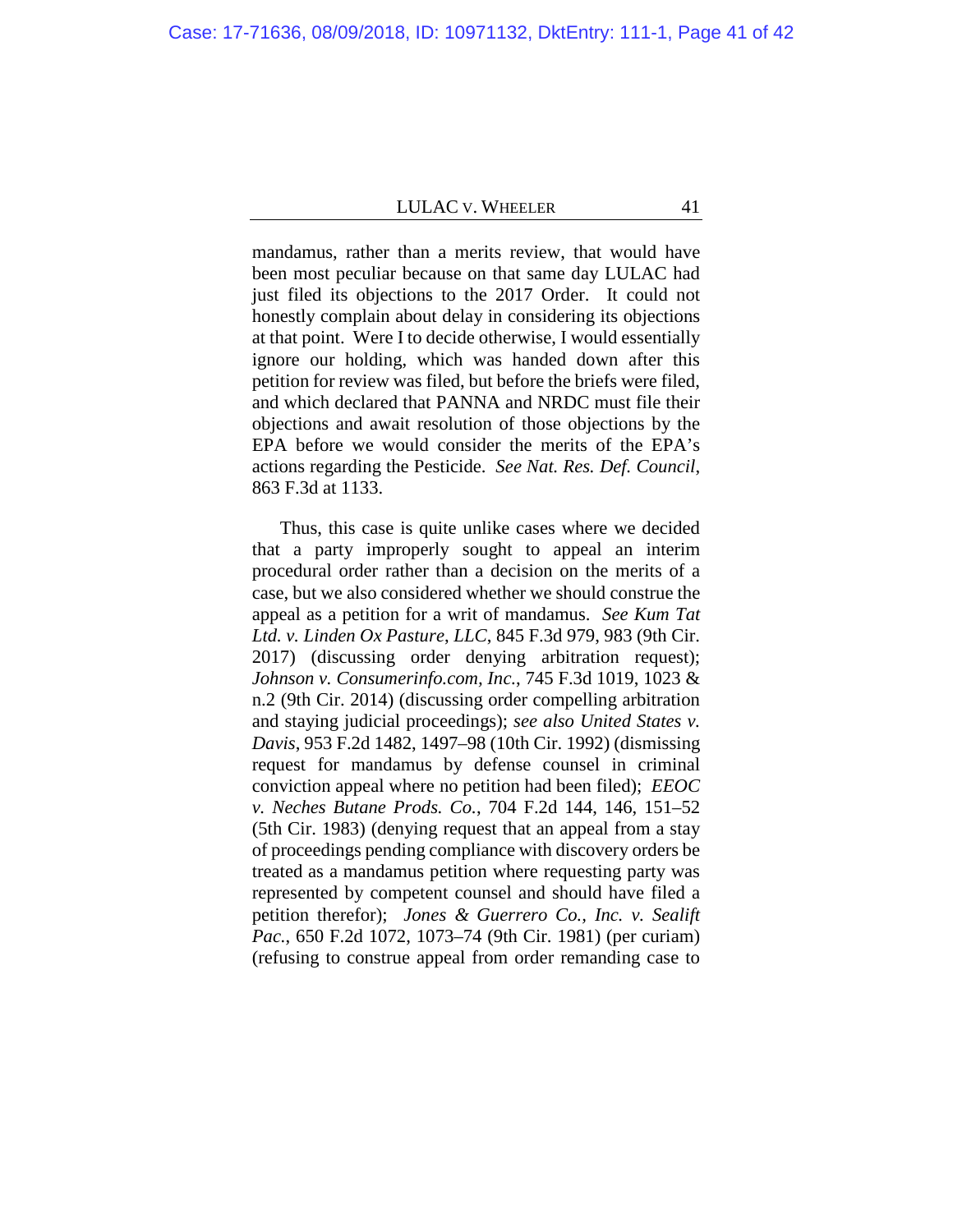mandamus, rather than a merits review, that would have been most peculiar because on that same day LULAC had just filed its objections to the 2017 Order. It could not honestly complain about delay in considering its objections at that point. Were I to decide otherwise, I would essentially ignore our holding, which was handed down after this petition for review was filed, but before the briefs were filed, and which declared that PANNA and NRDC must file their objections and await resolution of those objections by the EPA before we would consider the merits of the EPA's actions regarding the Pesticide. *See Nat. Res. Def. Council*, 863 F.3d at 1133.

Thus, this case is quite unlike cases where we decided that a party improperly sought to appeal an interim procedural order rather than a decision on the merits of a case, but we also considered whether we should construe the appeal as a petition for a writ of mandamus. *See Kum Tat Ltd. v. Linden Ox Pasture, LLC*, 845 F.3d 979, 983 (9th Cir. 2017) (discussing order denying arbitration request); *Johnson v. Consumerinfo.com, Inc.*, 745 F.3d 1019, 1023 & n.2 (9th Cir. 2014) (discussing order compelling arbitration and staying judicial proceedings); *see also United States v. Davis*, 953 F.2d 1482, 1497–98 (10th Cir. 1992) (dismissing request for mandamus by defense counsel in criminal conviction appeal where no petition had been filed); *EEOC v. Neches Butane Prods. Co.*, 704 F.2d 144, 146, 151–52 (5th Cir. 1983) (denying request that an appeal from a stay of proceedings pending compliance with discovery orders be treated as a mandamus petition where requesting party was represented by competent counsel and should have filed a petition therefor); *Jones & Guerrero Co., Inc. v. Sealift Pac.*, 650 F.2d 1072, 1073–74 (9th Cir. 1981) (per curiam) (refusing to construe appeal from order remanding case to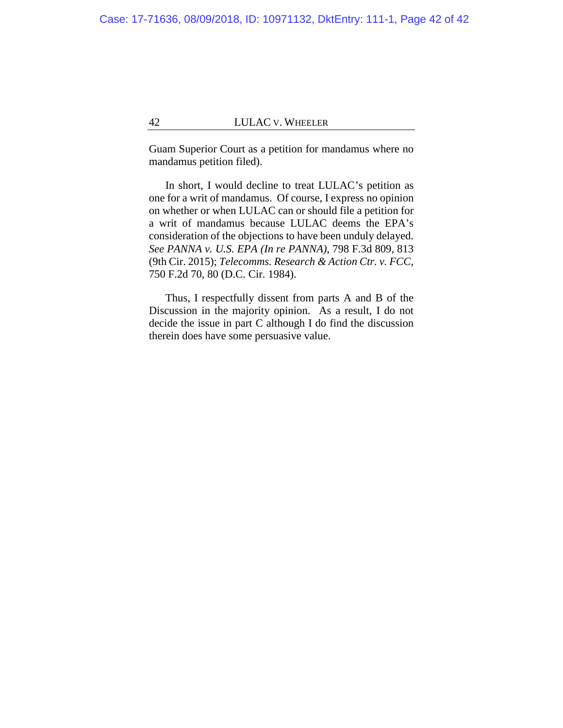Guam Superior Court as a petition for mandamus where no mandamus petition filed).

In short, I would decline to treat LULAC's petition as one for a writ of mandamus. Of course, I express no opinion on whether or when LULAC can or should file a petition for a writ of mandamus because LULAC deems the EPA's consideration of the objections to have been unduly delayed. *See PANNA v. U.S. EPA (In re PANNA)*, 798 F.3d 809, 813 (9th Cir. 2015); *Telecomms. Research & Action Ctr. v. FCC*, 750 F.2d 70, 80 (D.C. Cir. 1984).

Thus, I respectfully dissent from parts A and B of the Discussion in the majority opinion. As a result, I do not decide the issue in part C although I do find the discussion therein does have some persuasive value.